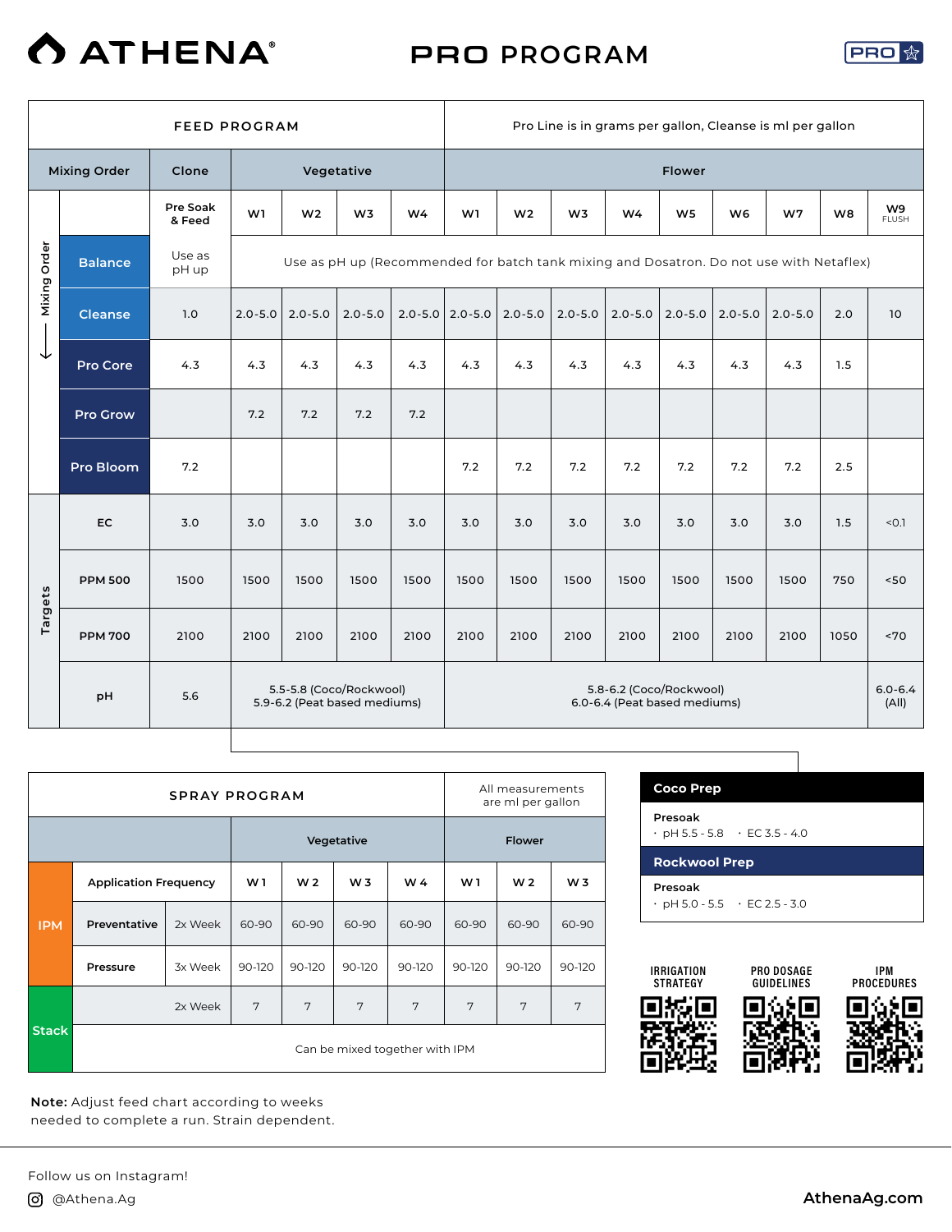# ATHENA® PRO PROGRAM

## FEED PROGRAM

Pro Line is in grams per gallon, Cleanse is ml per gallon

| Mixing Order | Clone | Vegetative | | | | Flower | | | | | | | | |
|---|---|---|---|---|---|---|---|---|---|---|---|---|---|---|
| | Pre Soak & Feed | W1 | W2 | W3 | W4 | W1 | W2 | W3 | W4 | W5 | W6 | W7 | W8 | W9 FLUSH |
| Balance | Use as pH up | Use as pH up (Recommended for batch tank mixing and Dosatron. Do not use with Netaflex) | | | | | | | | | | | | |
| Cleanse | 1.0 | 2.0-5.0 | 2.0-5.0 | 2.0-5.0 | 2.0-5.0 | 2.0-5.0 | 2.0-5.0 | 2.0-5.0 | 2.0-5.0 | 2.0-5.0 | 2.0-5.0 | 2.0-5.0 | 2.0 | 10 |
| Pro Core | 4.3 | 4.3 | 4.3 | 4.3 | 4.3 | 4.3 | 4.3 | 4.3 | 4.3 | 4.3 | 4.3 | 4.3 | 1.5 | |
| Pro Grow | | 7.2 | 7.2 | 7.2 | 7.2 | | | | | | | | | |
| Pro Bloom | 7.2 | | | | | 7.2 | 7.2 | 7.2 | 7.2 | 7.2 | 7.2 | 7.2 | 2.5 | |
| **Targets** | | | | | | | | | | | | | | |
| EC | 3.0 | 3.0 | 3.0 | 3.0 | 3.0 | 3.0 | 3.0 | 3.0 | 3.0 | 3.0 | 3.0 | 3.0 | 1.5 | <0.1 |
| PPM 500 | 1500 | 1500 | 1500 | 1500 | 1500 | 1500 | 1500 | 1500 | 1500 | 1500 | 1500 | 1500 | 750 | <50 |
| PPM 700 | 2100 | 2100 | 2100 | 2100 | 2100 | 2100 | 2100 | 2100 | 2100 | 2100 | 2100 | 2100 | 1050 | <70 |
| pH | 5.6 | 5.5-5.8 (Coco/Rockwool) 5.9-6.2 (Peat based mediums) | | | | 5.8-6.2 (Coco/Rockwool) 6.0-6.4 (Peat based mediums) | | | | | | | | 6.0-6.4 (All) |

## SPRAY PROGRAM

All measurements are ml per gallon

| | Application Frequency | | Vegetative W1 | W2 | W3 | W4 | Flower W1 | W2 | W3 |
|---|---|---|---|---|---|---|---|---|---|
| IPM | Preventative | 2x Week | 60-90 | 60-90 | 60-90 | 60-90 | 60-90 | 60-90 | 60-90 |
| IPM | Pressure | 3x Week | 90-120 | 90-120 | 90-120 | 90-120 | 90-120 | 90-120 | 90-120 |
| Stack | | 2x Week | 7 | 7 | 7 | 7 | 7 | 7 | 7 |
| Stack | Can be mixed together with IPM | | | | | | | | |

### Coco Prep

**Presoak**
- pH 5.5 - 5.8
- EC 3.5 - 4.0

### Rockwool Prep

**Presoak**
- pH 5.0 - 5.5
- EC 2.5 - 3.0

IRRIGATION STRATEGY | PRO DOSAGE GUIDELINES | IPM PROCEDURES

**Note:** Adjust feed chart according to weeks needed to complete a run. Strain dependent.

Follow us on Instagram!
@Athena.Ag

AthenaAg.com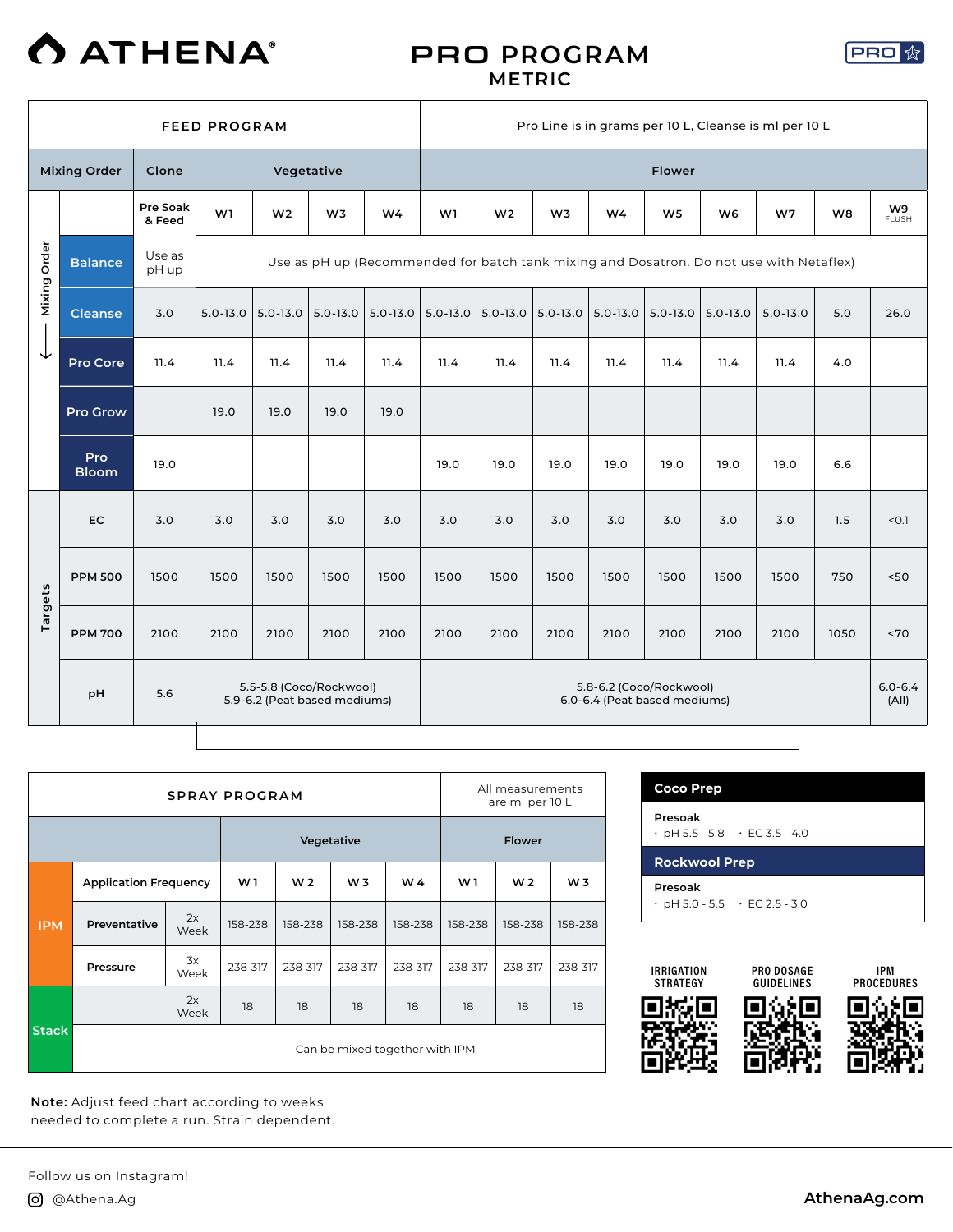# ATHENA®

## PRO PROGRAM
### METRIC

PRO

| FEED PROGRAM | | | | | | Pro Line is in grams per 10 L, Cleanse is ml per 10 L | | | | | | | | |
|---|---|---|---|---|---|---|---|---|---|---|---|---|---|---|
| **Mixing Order** | **Clone** | **Vegetative** | | | | **Flower** | | | | | | | | |
| | Pre Soak & Feed | W1 | W2 | W3 | W4 | W1 | W2 | W3 | W4 | W5 | W6 | W7 | W8 | W9 FLUSH |
| **Balance** | Use as pH up | Use as pH up (Recommended for batch tank mixing and Dosatron. Do not use with Netaflex) | | | | | | | | | | | | |
| **Cleanse** | 3.0 | 5.0-13.0 | 5.0-13.0 | 5.0-13.0 | 5.0-13.0 | 5.0-13.0 | 5.0-13.0 | 5.0-13.0 | 5.0-13.0 | 5.0-13.0 | 5.0-13.0 | 5.0-13.0 | 5.0 | 26.0 |
| **Pro Core** | 11.4 | 11.4 | 11.4 | 11.4 | 11.4 | 11.4 | 11.4 | 11.4 | 11.4 | 11.4 | 11.4 | 11.4 | 4.0 | |
| **Pro Grow** | | 19.0 | 19.0 | 19.0 | 19.0 | | | | | | | | | |
| **Pro Bloom** | 19.0 | | | | | 19.0 | 19.0 | 19.0 | 19.0 | 19.0 | 19.0 | 19.0 | 6.6 | |
| **Targets** | | | | | | | | | | | | | | |
| **EC** | 3.0 | 3.0 | 3.0 | 3.0 | 3.0 | 3.0 | 3.0 | 3.0 | 3.0 | 3.0 | 3.0 | 3.0 | 1.5 | <0.1 |
| **PPM 500** | 1500 | 1500 | 1500 | 1500 | 1500 | 1500 | 1500 | 1500 | 1500 | 1500 | 1500 | 1500 | 750 | <50 |
| **PPM 700** | 2100 | 2100 | 2100 | 2100 | 2100 | 2100 | 2100 | 2100 | 2100 | 2100 | 2100 | 2100 | 1050 | <70 |
| **pH** | 5.6 | 5.5-5.8 (Coco/Rockwool) 5.9-6.2 (Peat based mediums) | | | | 5.8-6.2 (Coco/Rockwool) 6.0-6.4 (Peat based mediums) | | | | | | | | 6.0-6.4 (All) |

Mixing Order ↓

| SPRAY PROGRAM | | | | | | All measurements are ml per 10 L | | |
|---|---|---|---|---|---|---|---|---|
| | | **Vegetative** | | | | **Flower** | | |
| **IPM** | **Application Frequency** | **W 1** | **W 2** | **W 3** | **W 4** | **W 1** | **W 2** | **W 3** |
| | **Preventative** 2x Week | 158-238 | 158-238 | 158-238 | 158-238 | 158-238 | 158-238 | 158-238 |
| | **Pressure** 3x Week | 238-317 | 238-317 | 238-317 | 238-317 | 238-317 | 238-317 | 238-317 |
| **Stack** | 2x Week | 18 | 18 | 18 | 18 | 18 | 18 | 18 |
| | Can be mixed together with IPM | | | | | | | |

**Coco Prep**

**Presoak**
- pH 5.5 - 5.8
- EC 3.5 - 4.0

**Rockwool Prep**

**Presoak**
- pH 5.0 - 5.5
- EC 2.5 - 3.0

IRRIGATION STRATEGY | PRO DOSAGE GUIDELINES | IPM PROCEDURES

**Note:** Adjust feed chart according to weeks needed to complete a run. Strain dependent.

Follow us on Instagram!

@Athena.Ag

AthenaAg.com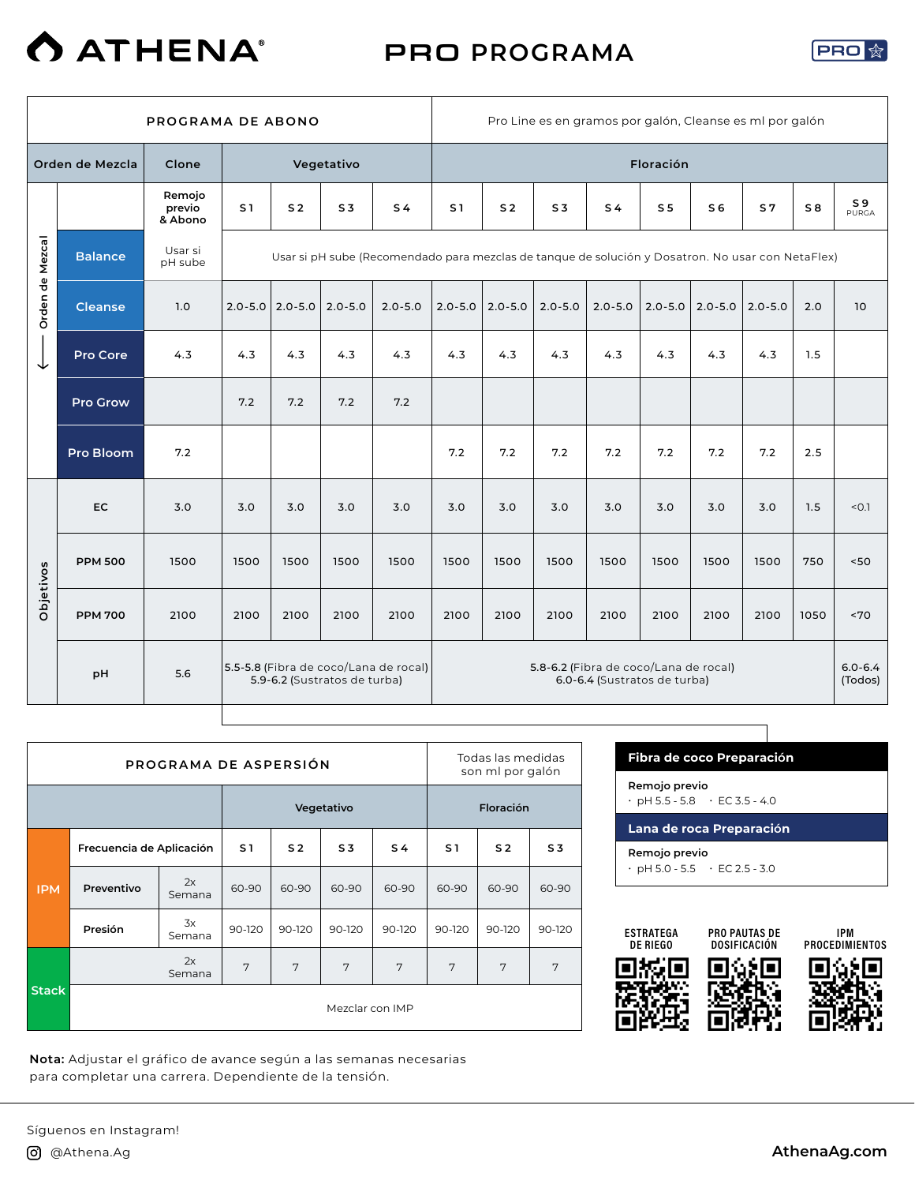# ATHENA® PRO PROGRAMA

| PROGRAMA DE ABONO | | | | | | Pro Line es en gramos por galón, Cleanse es ml por galón | | | | | | | | |
|---|---|---|---|---|---|---|---|---|---|---|---|---|---|---|
| Orden de Mezcla | Clone | Vegetativo | | | | Floración | | | | | | | | |
| | Remojo previo & Abono | S1 | S2 | S3 | S4 | S1 | S2 | S3 | S4 | S5 | S6 | S7 | S8 | S9 PURGA |
| Balance | Usar si pH sube | Usar si pH sube (Recomendado para mezclas de tanque de solución y Dosatron. No usar con NetaFlex) | | | | | | | | | | | | |
| Cleanse | 1.0 | 2.0-5.0 | 2.0-5.0 | 2.0-5.0 | 2.0-5.0 | 2.0-5.0 | 2.0-5.0 | 2.0-5.0 | 2.0-5.0 | 2.0-5.0 | 2.0-5.0 | 2.0-5.0 | 2.0 | 10 |
| Pro Core | 4.3 | 4.3 | 4.3 | 4.3 | 4.3 | 4.3 | 4.3 | 4.3 | 4.3 | 4.3 | 4.3 | 4.3 | 1.5 | |
| Pro Grow | | 7.2 | 7.2 | 7.2 | 7.2 | | | | | | | | | |
| Pro Bloom | 7.2 | | | | | 7.2 | 7.2 | 7.2 | 7.2 | 7.2 | 7.2 | 7.2 | 2.5 | |
| **Objetivos** | | | | | | | | | | | | | | |
| EC | 3.0 | 3.0 | 3.0 | 3.0 | 3.0 | 3.0 | 3.0 | 3.0 | 3.0 | 3.0 | 3.0 | 3.0 | 1.5 | <0.1 |
| PPM 500 | 1500 | 1500 | 1500 | 1500 | 1500 | 1500 | 1500 | 1500 | 1500 | 1500 | 1500 | 1500 | 750 | <50 |
| PPM 700 | 2100 | 2100 | 2100 | 2100 | 2100 | 2100 | 2100 | 2100 | 2100 | 2100 | 2100 | 2100 | 1050 | <70 |
| pH | 5.6 | 5.5-5.8 (Fibra de coco/Lana de rocal) 5.9-6.2 (Sustratos de turba) | | | | 5.8-6.2 (Fibra de coco/Lana de rocal) 6.0-6.4 (Sustratos de turba) | | | | | | | | 6.0-6.4 (Todos) |

*Orden de Mezcla* ↓

| PROGRAMA DE ASPERSIÓN | | | | | | Todas las medidas son ml por galón | | |
|---|---|---|---|---|---|---|---|---|
| | | | Vegetativo | | | | Floración | |
| | Frecuencia de Aplicación | | S1 | S2 | S3 | S4 | S1 | S2 | S3 |
| IPM | Preventivo | 2x Semana | 60-90 | 60-90 | 60-90 | 60-90 | 60-90 | 60-90 | 60-90 |
| IPM | Presión | 3x Semana | 90-120 | 90-120 | 90-120 | 90-120 | 90-120 | 90-120 | 90-120 |
| Stack | | 2x Semana | 7 | 7 | 7 | 7 | 7 | 7 | 7 |
| Stack | Mezclar con IMP | | | | | | | | |

**Fibra de coco Preparación**

**Remojo previo**
- pH 5.5 - 5.8
- EC 3.5 - 4.0

**Lana de roca Preparación**

**Remojo previo**
- pH 5.0 - 5.5
- EC 2.5 - 3.0

ESTRATEGA DE RIEGO

PRO PAUTAS DE DOSIFICACIÓN

IPM PROCEDIMIENTOS

**Nota:** Adjustar el gráfico de avance según a las semanas necesarias para completar una carrera. Dependiente de la tensión.

Síguenos en Instagram!

@Athena.Ag

AthenaAg.com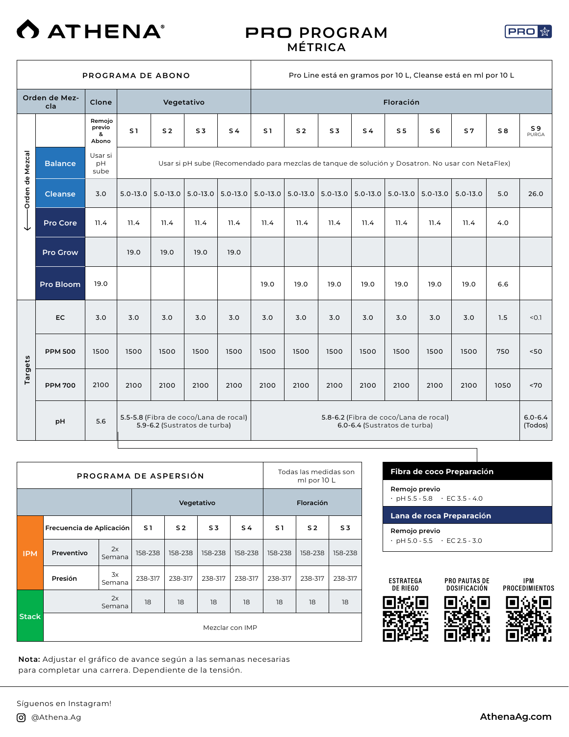# ATHENA

## PRO PROGRAM
### MÉTRICA

| PROGRAMA DE ABONO | | | | | | | Pro Line está en gramos por 10 L, Cleanse está en ml por 10 L | | | | | | | | |
|---|---|---|---|---|---|---|---|---|---|---|---|---|---|---|---|
| Orden de Mezcla | | Clone | Vegetativo | | | | Floración | | | | | | | | |
| | | Remojo previo & Abono | S1 | S2 | S3 | S4 | S1 | S2 | S3 | S4 | S5 | S6 | S7 | S8 | S9 PURGA |
| Orden de Mezcal ↓ | Balance | Usar si pH sube | Usar si pH sube (Recomendado para mezclas de tanque de solución y Dosatron. No usar con NetaFlex) | | | | | | | | | | | | |
| | Cleanse | 3.0 | 5.0-13.0 | 5.0-13.0 | 5.0-13.0 | 5.0-13.0 | 5.0-13.0 | 5.0-13.0 | 5.0-13.0 | 5.0-13.0 | 5.0-13.0 | 5.0-13.0 | 5.0-13.0 | 5.0 | 26.0 |
| | Pro Core | 11.4 | 11.4 | 11.4 | 11.4 | 11.4 | 11.4 | 11.4 | 11.4 | 11.4 | 11.4 | 11.4 | 11.4 | 4.0 | |
| | Pro Grow | | 19.0 | 19.0 | 19.0 | 19.0 | | | | | | | | | |
| | Pro Bloom | 19.0 | | | | | 19.0 | 19.0 | 19.0 | 19.0 | 19.0 | 19.0 | 19.0 | 6.6 | |
| Targets | EC | 3.0 | 3.0 | 3.0 | 3.0 | 3.0 | 3.0 | 3.0 | 3.0 | 3.0 | 3.0 | 3.0 | 3.0 | 1.5 | <0.1 |
| | PPM 500 | 1500 | 1500 | 1500 | 1500 | 1500 | 1500 | 1500 | 1500 | 1500 | 1500 | 1500 | 1500 | 750 | <50 |
| | PPM 700 | 2100 | 2100 | 2100 | 2100 | 2100 | 2100 | 2100 | 2100 | 2100 | 2100 | 2100 | 2100 | 1050 | <70 |
| | pH | 5.6 | 5.5-5.8 (Fibra de coco/Lana de rocal) 5.9-6.2 (Sustratos de turba) | | | | 5.8-6.2 (Fibra de coco/Lana de rocal) 6.0-6.4 (Sustratos de turba) | | | | | | | | 6.0-6.4 (Todos) |

| PROGRAMA DE ASPERSIÓN | | | | | | | Todas las medidas son ml por 10 L | | |
|---|---|---|---|---|---|---|---|---|---|
| | | | Vegetativo | | | | Floración | | |
| | Frecuencia de Aplicación | | S1 | S2 | S3 | S4 | S1 | S2 | S3 |
| IPM | Preventivo | 2x Semana | 158-238 | 158-238 | 158-238 | 158-238 | 158-238 | 158-238 | 158-238 |
| | Presión | 3x Semana | 238-317 | 238-317 | 238-317 | 238-317 | 238-317 | 238-317 | 238-317 |
| Stack | | 2x Semana | 18 | 18 | 18 | 18 | 18 | 18 | 18 |
| | Mezclar con IMP | | | | | | | | |

**Fibra de coco Preparación**

Remojo previo
- pH 5.5 - 5.8
- EC 3.5 - 4.0

**Lana de roca Preparación**

Remojo previo
- pH 5.0 - 5.5
- EC 2.5 - 3.0

ESTRATEGA DE RIEGO | PRO PAUTAS DE DOSIFICACIÓN | IPM PROCEDIMIENTOS

**Nota:** Adjustar el gráfico de avance según a las semanas necesarias para completar una carrera. Dependiente de la tensión.

Síguenos en Instagram!

@Athena.Ag

AthenaAg.com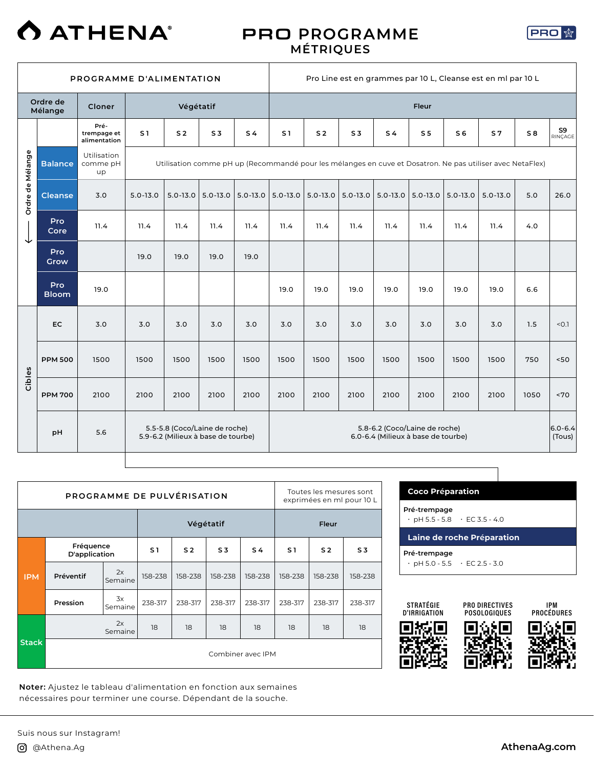# ATHENA®

## PRO PROGRAMME
### MÉTRIQUES

| PROGRAMME D'ALIMENTATION | | Pro Line est en grammes par 10 L, Cleanse est en ml par 10 L | | | | | | | | | | | | |
|---|---|---|---|---|---|---|---|---|---|---|---|---|---|---|
| **Ordre de Mélange** | **Cloner** | **Végétatif** | | | | **Fleur** | | | | | | | | |
| | Pré-trempage et alimentation | S1 | S2 | S3 | S4 | S1 | S2 | S3 | S4 | S5 | S6 | S7 | S8 | S9 RINÇAGE |
| **Balance** | Utilisation comme pH up | Utilisation comme pH up (Recommandé pour les mélanges en cuve et Dosatron. Ne pas utiliser avec NetaFlex) | | | | | | | | | | | | |
| **Cleanse** | 3.0 | 5.0-13.0 | 5.0-13.0 | 5.0-13.0 | 5.0-13.0 | 5.0-13.0 | 5.0-13.0 | 5.0-13.0 | 5.0-13.0 | 5.0-13.0 | 5.0-13.0 | 5.0-13.0 | 5.0 | 26.0 |
| **Pro Core** | 11.4 | 11.4 | 11.4 | 11.4 | 11.4 | 11.4 | 11.4 | 11.4 | 11.4 | 11.4 | 11.4 | 11.4 | 4.0 | |
| **Pro Grow** | | 19.0 | 19.0 | 19.0 | 19.0 | | | | | | | | | |
| **Pro Bloom** | 19.0 | | | | | 19.0 | 19.0 | 19.0 | 19.0 | 19.0 | 19.0 | 19.0 | 6.6 | |
| **Cibles** | | | | | | | | | | | | | | |
| **EC** | 3.0 | 3.0 | 3.0 | 3.0 | 3.0 | 3.0 | 3.0 | 3.0 | 3.0 | 3.0 | 3.0 | 3.0 | 1.5 | <0.1 |
| **PPM 500** | 1500 | 1500 | 1500 | 1500 | 1500 | 1500 | 1500 | 1500 | 1500 | 1500 | 1500 | 1500 | 750 | <50 |
| **PPM 700** | 2100 | 2100 | 2100 | 2100 | 2100 | 2100 | 2100 | 2100 | 2100 | 2100 | 2100 | 2100 | 1050 | <70 |
| **pH** | 5.6 | 5.5-5.8 (Coco/Laine de roche) 5.9-6.2 (Milieux à base de tourbe) | | | | 5.8-6.2 (Coco/Laine de roche) 6.0-6.4 (Milieux à base de tourbe) | | | | | | | | 6.0-6.4 (Tous) |

| PROGRAMME DE PULVÉRISATION | | Toutes les mesures sont exprimées en ml pour 10 L | | | | | | |
|---|---|---|---|---|---|---|---|---|
| | | **Végétatif** | | | | **Fleur** | | |
| **IPM** | Fréquence D'application | S1 | S2 | S3 | S4 | S1 | S2 | S3 |
| **Préventif** | 2x Semaine | 158-238 | 158-238 | 158-238 | 158-238 | 158-238 | 158-238 | 158-238 |
| **Pression** | 3x Semaine | 238-317 | 238-317 | 238-317 | 238-317 | 238-317 | 238-317 | 238-317 |
| **Stack** | 2x Semaine | 18 | 18 | 18 | 18 | 18 | 18 | 18 |
| | Combiner avec IPM | | | | | | | |

**Coco Préparation**

**Pré-trempage**
- pH 5.5 - 5.8
- EC 3.5 - 4.0

**Laine de roche Préparation**

**Pré-trempage**
- pH 5.0 - 5.5
- EC 2.5 - 3.0

STRATÉGIE D'IRRIGATION — PRO DIRECTIVES POSOLOGIQUES — IPM PROCÉDURES

**Noter:** Ajustez le tableau d'alimentation en fonction aux semaines nécessaires pour terminer une course. Dépendant de la souche.

Suis nous sur Instagram!
@Athena.Ag

AthenaAg.com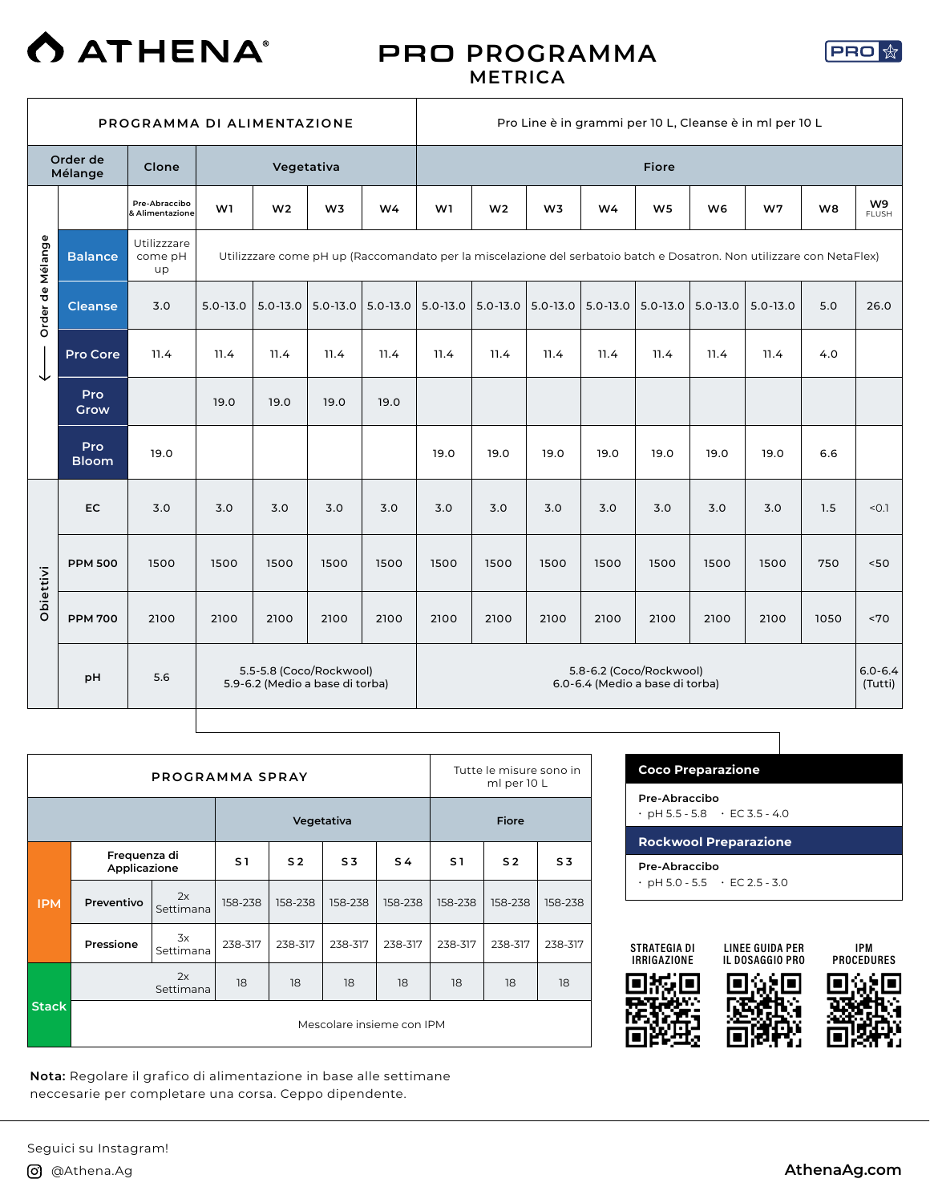# ATHENA®

## PRO PROGRAMMA
### METRICA

| PROGRAMMA DI ALIMENTAZIONE | | | | | | Pro Line è in grammi per 10 L, Cleanse è in ml per 10 L | | | | | | | | |
|---|---|---|---|---|---|---|---|---|---|---|---|---|---|---|
| Order de Mélange | Clone | Vegetativa | | | | Fiore | | | | | | | | |
| | Pre-Abraccibo & Alimentazione | W1 | W2 | W3 | W4 | W1 | W2 | W3 | W4 | W5 | W6 | W7 | W8 | W9 FLUSH |
| **Balance** | Utilizzzare come pH up | Utilizzzare come pH up (Raccomandato per la miscelazione del serbatoio batch e Dosatron. Non utilizzare con NetaFlex) | | | | | | | | | | | | |
| **Cleanse** | 3.0 | 5.0-13.0 | 5.0-13.0 | 5.0-13.0 | 5.0-13.0 | 5.0-13.0 | 5.0-13.0 | 5.0-13.0 | 5.0-13.0 | 5.0-13.0 | 5.0-13.0 | 5.0-13.0 | 5.0 | 26.0 |
| **Pro Core** | 11.4 | 11.4 | 11.4 | 11.4 | 11.4 | 11.4 | 11.4 | 11.4 | 11.4 | 11.4 | 11.4 | 11.4 | 4.0 | |
| **Pro Grow** | | 19.0 | 19.0 | 19.0 | 19.0 | | | | | | | | | |
| **Pro Bloom** | 19.0 | | | | | 19.0 | 19.0 | 19.0 | 19.0 | 19.0 | 19.0 | 19.0 | 6.6 | |
| **Obiettivi** | | | | | | | | | | | | | | |
| **EC** | 3.0 | 3.0 | 3.0 | 3.0 | 3.0 | 3.0 | 3.0 | 3.0 | 3.0 | 3.0 | 3.0 | 3.0 | 1.5 | <0.1 |
| **PPM 500** | 1500 | 1500 | 1500 | 1500 | 1500 | 1500 | 1500 | 1500 | 1500 | 1500 | 1500 | 1500 | 750 | <50 |
| **PPM 700** | 2100 | 2100 | 2100 | 2100 | 2100 | 2100 | 2100 | 2100 | 2100 | 2100 | 2100 | 2100 | 1050 | <70 |
| **pH** | 5.6 | 5.5-5.8 (Coco/Rockwool) 5.9-6.2 (Medio a base di torba) | | | | 5.8-6.2 (Coco/Rockwool) 6.0-6.4 (Medio a base di torba) | | | | | | | | 6.0-6.4 (Tutti) |

| PROGRAMMA SPRAY | | | | | | Tutte le misure sono in ml per 10 L | | |
|---|---|---|---|---|---|---|---|---|
| | | Vegetativa | | | | Fiore | | |
| **IPM** | Frequenza di Applicazione | S1 | S2 | S3 | S4 | S1 | S2 | S3 |
| **Preventivo** | 2x Settimana | 158-238 | 158-238 | 158-238 | 158-238 | 158-238 | 158-238 | 158-238 |
| **Pressione** | 3x Settimana | 238-317 | 238-317 | 238-317 | 238-317 | 238-317 | 238-317 | 238-317 |
| **Stack** | 2x Settimana | 18 | 18 | 18 | 18 | 18 | 18 | 18 |
| | Mescolare insieme con IPM | | | | | | | |

**Coco Preparazione**

**Pre-Abraccibo**
- pH 5.5 - 5.8
- EC 3.5 - 4.0

**Rockwool Preparazione**

**Pre-Abraccibo**
- pH 5.0 - 5.5
- EC 2.5 - 3.0

STRATEGIA DI IRRIGAZIONE | LINEE GUIDA PER IL DOSAGGIO PRO | IPM PROCEDURES

**Nota:** Regolare il grafico di alimentazione in base alle settimane neccesarie per completare una corsa. Ceppo dipendente.

Seguici su Instagram!
@Athena.Ag

AthenaAg.com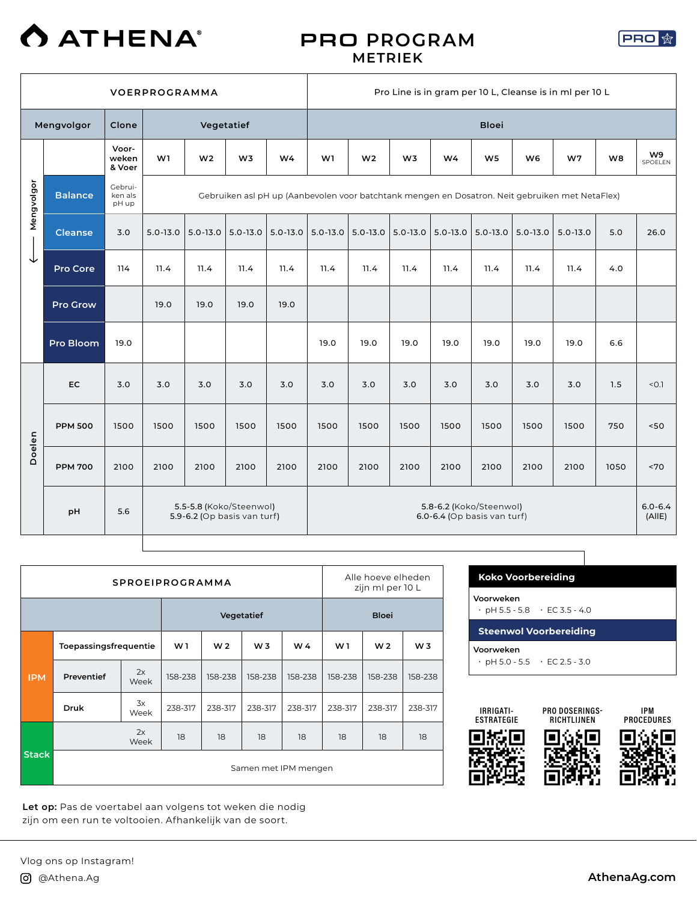# ATHENA®

## PRO PROGRAM
### METRIEK

| VOERPROGRAMMA | | | | | | | Pro Line is in gram per 10 L, Cleanse is in ml per 10 L | | | | | | | | |
|---|---|---|---|---|---|---|---|---|---|---|---|---|---|---|---|
| **Mengvolgor** | | **Clone** | **Vegetatief** | | | | **Bloei** | | | | | | | | |
| | | Voorweken & Voer | W1 | W2 | W3 | W4 | W1 | W2 | W3 | W4 | W5 | W6 | W7 | W8 | W9 SPOELEN |
| Mengvolgor ↓ | **Balance** | Gebruiken als pH up | Gebruiken asl pH up (Aanbevolen voor batchtank mengen en Dosatron. Neit gebruiken met NetaFlex) | | | | | | | | | | | | |
| | **Cleanse** | 3.0 | 5.0-13.0 | 5.0-13.0 | 5.0-13.0 | 5.0-13.0 | 5.0-13.0 | 5.0-13.0 | 5.0-13.0 | 5.0-13.0 | 5.0-13.0 | 5.0-13.0 | 5.0-13.0 | 5.0 | 26.0 |
| | **Pro Core** | 114 | 11.4 | 11.4 | 11.4 | 11.4 | 11.4 | 11.4 | 11.4 | 11.4 | 11.4 | 11.4 | 11.4 | 4.0 | |
| | **Pro Grow** | | 19.0 | 19.0 | 19.0 | 19.0 | | | | | | | | | |
| | **Pro Bloom** | 19.0 | | | | | 19.0 | 19.0 | 19.0 | 19.0 | 19.0 | 19.0 | 19.0 | 6.6 | |
| Doelen | **EC** | 3.0 | 3.0 | 3.0 | 3.0 | 3.0 | 3.0 | 3.0 | 3.0 | 3.0 | 3.0 | 3.0 | 3.0 | 1.5 | <0.1 |
| | **PPM 500** | 1500 | 1500 | 1500 | 1500 | 1500 | 1500 | 1500 | 1500 | 1500 | 1500 | 1500 | 1500 | 750 | <50 |
| | **PPM 700** | 2100 | 2100 | 2100 | 2100 | 2100 | 2100 | 2100 | 2100 | 2100 | 2100 | 2100 | 2100 | 1050 | <70 |
| | **pH** | 5.6 | **5.5-5.8** (Koko/Steenwol) **5.9-6.2** (Op basis van turf) | | | | **5.8-6.2** (Koko/Steenwol) **6.0-6.4** (Op basis van turf) | | | | | | | | 6.0-6.4 (AllE) |

| SPROEIPROGRAMMA | | | Alle hoeve elheden zijn ml per 10 L | | | | | | |
|---|---|---|---|---|---|---|---|---|---|
| | | | **Vegetatief** | | | | **Bloei** | | |
| **IPM** | **Toepassingsfrequentie** | | W 1 | W 2 | W 3 | W 4 | W 1 | W 2 | W 3 |
| | **Preventief** | 2x Week | 158-238 | 158-238 | 158-238 | 158-238 | 158-238 | 158-238 | 158-238 |
| | **Druk** | 3x Week | 238-317 | 238-317 | 238-317 | 238-317 | 238-317 | 238-317 | 238-317 |
| **Stack** | | 2x Week | 18 | 18 | 18 | 18 | 18 | 18 | 18 |
| | Samen met IPM mengen | | | | | | | | |

**Koko Voorbereiding**

Voorweken
- pH 5.5 - 5.8
- EC 3.5 - 4.0

**Steenwol Voorbereiding**

Voorweken
- pH 5.0 - 5.5
- EC 2.5 - 3.0

IRRIGATI-ESTRATEGIE | PRO DOSERINGS-RICHTLIJNEN | IPM PROCEDURES

**Let op:** Pas de voertabel aan volgens tot weken die nodig zijn om een run te voltooien. Afhankelijk van de soort.

Vlog ons op Instagram!
@Athena.Ag

AthenaAg.com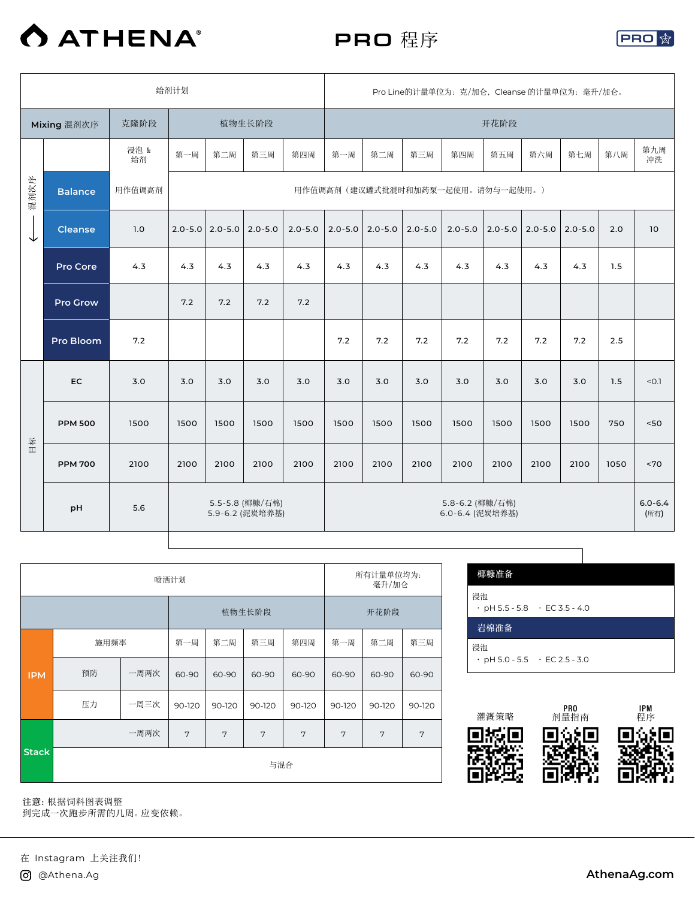# ATHENA PRO 程序

| 给剂计划 | | | | | | Pro Line的计量单位为：克/加仑，Cleanse 的计量单位为：毫升/加仑。 | | | | | | | | |
|---|---|---|---|---|---|---|---|---|---|---|---|---|---|---|
| Mixing 混剂次序 | 克隆阶段 | 植物生长阶段 | | | | 开花阶段 | | | | | | | | |
| | 浸泡 & 给剂 | 第一周 | 第二周 | 第三周 | 第四周 | 第一周 | 第二周 | 第三周 | 第四周 | 第五周 | 第六周 | 第七周 | 第八周 | 第九周 冲洗 |
| Balance | 用作值调高剂 | 用作值调高剂（建议罐式批混时和加药泵一起使用。请勿与一起使用。） | | | | | | | | | | | | |
| Cleanse | 1.0 | 2.0-5.0 | 2.0-5.0 | 2.0-5.0 | 2.0-5.0 | 2.0-5.0 | 2.0-5.0 | 2.0-5.0 | 2.0-5.0 | 2.0-5.0 | 2.0-5.0 | 2.0-5.0 | 2.0 | 10 |
| Pro Core | 4.3 | 4.3 | 4.3 | 4.3 | 4.3 | 4.3 | 4.3 | 4.3 | 4.3 | 4.3 | 4.3 | 4.3 | 1.5 | |
| Pro Grow | | 7.2 | 7.2 | 7.2 | 7.2 | | | | | | | | | |
| Pro Bloom | 7.2 | | | | | 7.2 | 7.2 | 7.2 | 7.2 | 7.2 | 7.2 | 7.2 | 2.5 | |
| **目标** | | | | | | | | | | | | | | |
| EC | 3.0 | 3.0 | 3.0 | 3.0 | 3.0 | 3.0 | 3.0 | 3.0 | 3.0 | 3.0 | 3.0 | 3.0 | 1.5 | <0.1 |
| PPM 500 | 1500 | 1500 | 1500 | 1500 | 1500 | 1500 | 1500 | 1500 | 1500 | 1500 | 1500 | 1500 | 750 | <50 |
| PPM 700 | 2100 | 2100 | 2100 | 2100 | 2100 | 2100 | 2100 | 2100 | 2100 | 2100 | 2100 | 2100 | 1050 | <70 |
| pH | 5.6 | 5.5-5.8 (椰糠/石棉) 5.9-6.2 (泥炭培养基) | | | | 5.8-6.2 (椰糠/石棉) 6.0-6.4 (泥炭培养基) | | | | | | | | 6.0-6.4 (所有) |

混剂次序 ↓

| 喷洒计划 | | | | | | 所有计量单位均为：毫升/加仑 | | |
|---|---|---|---|---|---|---|---|---|
| | | | 植物生长阶段 | | | | 开花阶段 | | |
| | 施用频率 | | 第一周 | 第二周 | 第三周 | 第四周 | 第一周 | 第二周 | 第三周 |
| IPM | 预防 | 一周两次 | 60-90 | 60-90 | 60-90 | 60-90 | 60-90 | 60-90 | 60-90 |
| IPM | 压力 | 一周三次 | 90-120 | 90-120 | 90-120 | 90-120 | 90-120 | 90-120 | 90-120 |
| Stack | | 一周两次 | 7 | 7 | 7 | 7 | 7 | 7 | 7 |
| Stack | 与混合 | | | | | | | | |

### 椰糠准备

浸泡
- pH 5.5 - 5.8
- EC 3.5 - 4.0

### 岩棉准备

浸泡
- pH 5.0 - 5.5
- EC 2.5 - 3.0

灌溉策略 | PRO 剂量指南 | IPM 程序

**注意**：根据饲料图表调整到完成一次跑步所需的几周。应变依赖。

在 Instagram 上关注我们！
@Athena.Ag

AthenaAg.com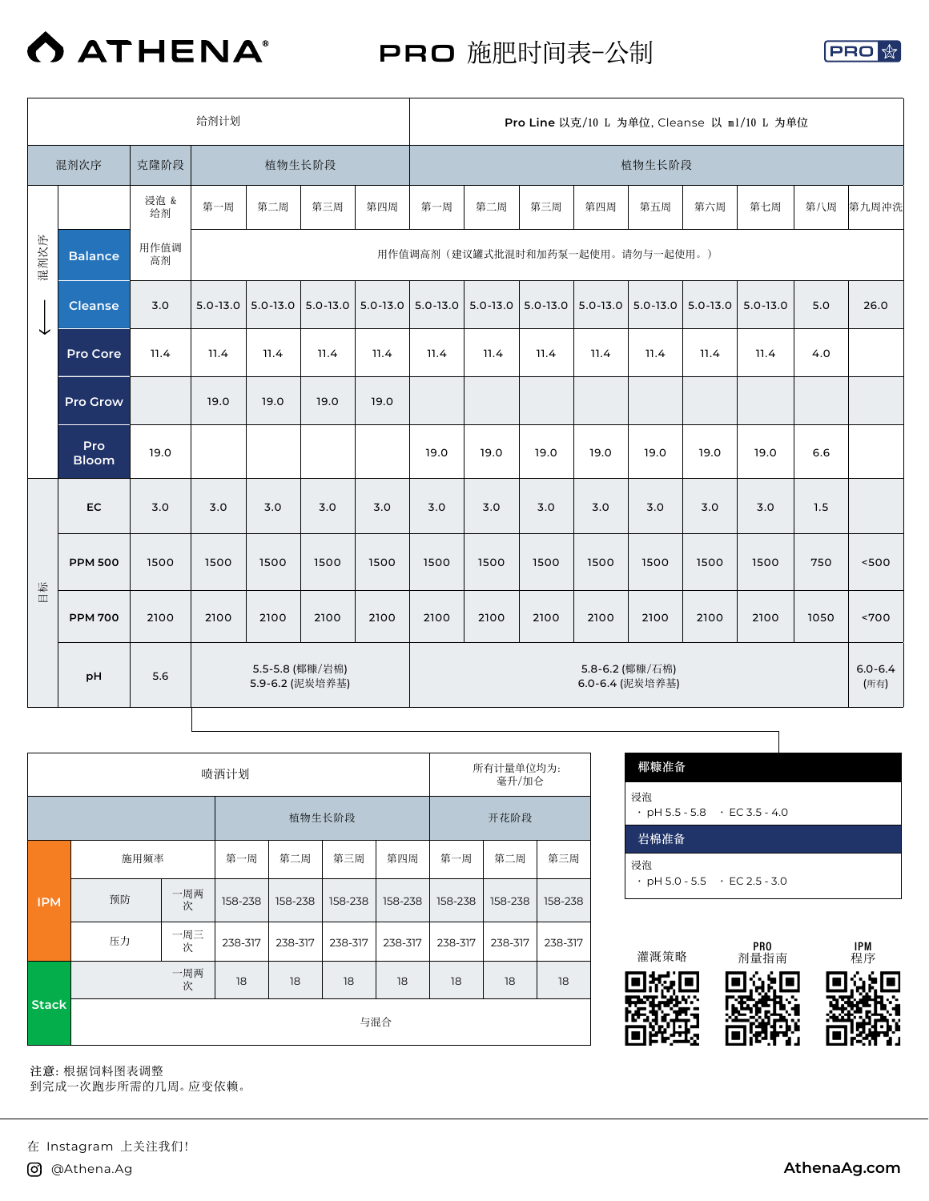# ATHENA® PRO 施肥时间表–公制

| 给剂计划 | | | | | | | Pro Line 以克/10 L 为单位, Cleanse 以 ml/10 L 为单位 | | | | | | | | |
|---|---|---|---|---|---|---|---|---|---|---|---|---|---|---|---|
| 混剂次序 | 克隆阶段 | 植物生长阶段 | | | | | 植物生长阶段 | | | | | | | | |
| | 浸泡 & 给剂 | 第一周 | 第二周 | 第三周 | 第四周 | | 第一周 | 第二周 | 第三周 | 第四周 | 第五周 | 第六周 | 第七周 | 第八周 | 第九周冲洗 |
| Balance | 用作值调高剂 | 用作值调高剂（建议罐式批混时和加药泵一起使用。请勿与一起使用。） | | | | | | | | | | | | | |
| Cleanse | 3.0 | 5.0-13.0 | 5.0-13.0 | 5.0-13.0 | 5.0-13.0 | | 5.0-13.0 | 5.0-13.0 | 5.0-13.0 | 5.0-13.0 | 5.0-13.0 | 5.0-13.0 | 5.0-13.0 | 5.0 | 26.0 |
| Pro Core | 11.4 | 11.4 | 11.4 | 11.4 | 11.4 | | 11.4 | 11.4 | 11.4 | 11.4 | 11.4 | 11.4 | 11.4 | 4.0 | |
| Pro Grow | | 19.0 | 19.0 | 19.0 | 19.0 | | | | | | | | | | |
| Pro Bloom | 19.0 | | | | | | 19.0 | 19.0 | 19.0 | 19.0 | 19.0 | 19.0 | 19.0 | 6.6 | |
| **目标** | | | | | | | | | | | | | | | |
| EC | 3.0 | 3.0 | 3.0 | 3.0 | 3.0 | | 3.0 | 3.0 | 3.0 | 3.0 | 3.0 | 3.0 | 3.0 | 1.5 | |
| PPM 500 | 1500 | 1500 | 1500 | 1500 | 1500 | | 1500 | 1500 | 1500 | 1500 | 1500 | 1500 | 1500 | 750 | <500 |
| PPM 700 | 2100 | 2100 | 2100 | 2100 | 2100 | | 2100 | 2100 | 2100 | 2100 | 2100 | 2100 | 2100 | 1050 | <700 |
| pH | 5.6 | 5.5-5.8 (椰糠/岩棉) 5.9-6.2 (泥炭培养基) | | | | | 5.8-6.2 (椰糠/石棉) 6.0-6.4 (泥炭培养基) | | | | | | | | 6.0-6.4 (所有) |

| 喷洒计划 | | | | | | 所有计量单位均为: 毫升/加仑 | | |
|---|---|---|---|---|---|---|---|---|
| | | | 植物生长阶段 | | | | 开花阶段 | |
| | 施用频率 | | 第一周 | 第二周 | 第三周 | 第四周 | 第一周 | 第二周 | 第三周 |
| IPM | 预防 | 一周两次 | 158-238 | 158-238 | 158-238 | 158-238 | 158-238 | 158-238 | 158-238 |
| IPM | 压力 | 一周三次 | 238-317 | 238-317 | 238-317 | 238-317 | 238-317 | 238-317 | 238-317 |
| Stack | | 一周两次 | 18 | 18 | 18 | 18 | 18 | 18 | 18 |
| Stack | 与混合 | | | | | | | | |

**椰糠准备**

浸泡
- pH 5.5 - 5.8
- EC 3.5 - 4.0

**岩棉准备**

浸泡
- pH 5.0 - 5.5
- EC 2.5 - 3.0

灌溉策略　　PRO 剂量指南　　IPM 程序

**注意:** 根据饲料图表调整
到完成一次跑步所需的几周。应变依赖。

在 Instagram 上关注我们!
@Athena.Ag

AthenaAg.com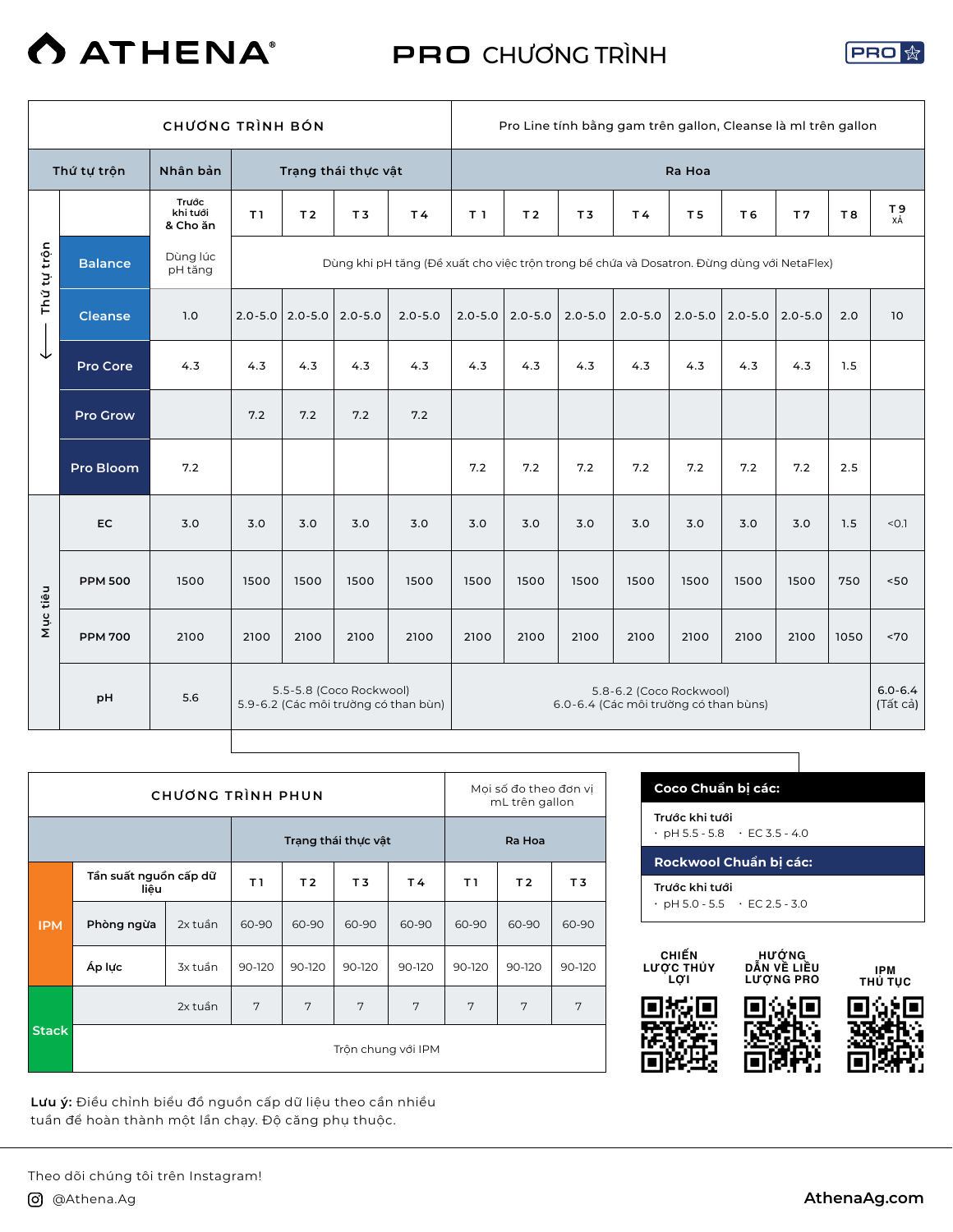# ATHENA® PRO CHƯƠNG TRÌNH

## CHƯƠNG TRÌNH BÓN

Pro Line tính bằng gam trên gallon, Cleanse là ml trên gallon

| Thứ tự trộn | | Nhân bản | Trạng thái thực vật | | | | Ra Hoa | | | | | | | | |
|---|---|---|---|---|---|---|---|---|---|---|---|---|---|---|---|
| | | Trước khi tưới & Cho ăn | T1 | T2 | T3 | T4 | T1 | T2 | T3 | T4 | T5 | T6 | T7 | T8 | T9 XẢ |
| Thứ tự trộn | Balance | Dùng lúc pH tăng | Dùng khi pH tăng (Đề xuất cho việc trộn trong bể chứa và Dosatron. Đừng dùng với NetaFlex) | | | | | | | | | | | | |
| | Cleanse | 1.0 | 2.0-5.0 | 2.0-5.0 | 2.0-5.0 | 2.0-5.0 | 2.0-5.0 | 2.0-5.0 | 2.0-5.0 | 2.0-5.0 | 2.0-5.0 | 2.0-5.0 | 2.0-5.0 | 2.0 | 10 |
| | Pro Core | 4.3 | 4.3 | 4.3 | 4.3 | 4.3 | 4.3 | 4.3 | 4.3 | 4.3 | 4.3 | 4.3 | 4.3 | 1.5 | |
| | Pro Grow | | 7.2 | 7.2 | 7.2 | 7.2 | | | | | | | | | |
| | Pro Bloom | 7.2 | | | | | 7.2 | 7.2 | 7.2 | 7.2 | 7.2 | 7.2 | 7.2 | 2.5 | |
| Mục tiêu | EC | 3.0 | 3.0 | 3.0 | 3.0 | 3.0 | 3.0 | 3.0 | 3.0 | 3.0 | 3.0 | 3.0 | 3.0 | 1.5 | <0.1 |
| | PPM 500 | 1500 | 1500 | 1500 | 1500 | 1500 | 1500 | 1500 | 1500 | 1500 | 1500 | 1500 | 1500 | 750 | <50 |
| | PPM 700 | 2100 | 2100 | 2100 | 2100 | 2100 | 2100 | 2100 | 2100 | 2100 | 2100 | 2100 | 2100 | 1050 | <70 |
| | pH | 5.6 | 5.5-5.8 (Coco Rockwool) 5.9-6.2 (Các môi trường có than bùn) | | | | 5.8-6.2 (Coco Rockwool) 6.0-6.4 (Các môi trường có than bùns) | | | | | | | | 6.0-6.4 (Tất cả) |

## CHƯƠNG TRÌNH PHUN

Mọi số đo theo đơn vị mL trên gallon

| | | | Trạng thái thực vật | | | | Ra Hoa | | |
|---|---|---|---|---|---|---|---|---|---|
| IPM | Tần suất nguồn cấp dữ liệu | | T1 | T2 | T3 | T4 | T1 | T2 | T3 |
| | Phòng ngừa | 2x tuần | 60-90 | 60-90 | 60-90 | 60-90 | 60-90 | 60-90 | 60-90 |
| | Áp lực | 3x tuần | 90-120 | 90-120 | 90-120 | 90-120 | 90-120 | 90-120 | 90-120 |
| Stack | | 2x tuần | 7 | 7 | 7 | 7 | 7 | 7 | 7 |
| | Trộn chung với IPM | | | | | | | | |

**Coco Chuẩn bị các:**

Trước khi tưới
- pH 5.5 - 5.8
- EC 3.5 - 4.0

**Rockwool Chuẩn bị các:**

Trước khi tưới
- pH 5.0 - 5.5
- EC 2.5 - 3.0

CHIẾN LƯỢC THỦY LỢI — HƯỚNG DẪN VỀ LIỀU LƯỢNG PRO — IPM THỦ TỤC

**Lưu ý:** Điều chỉnh biểu đồ nguồn cấp dữ liệu theo cần nhiều tuần để hoàn thành một lần chạy. Độ căng phụ thuộc.

Theo dõi chúng tôi trên Instagram!

@Athena.Ag

AthenaAg.com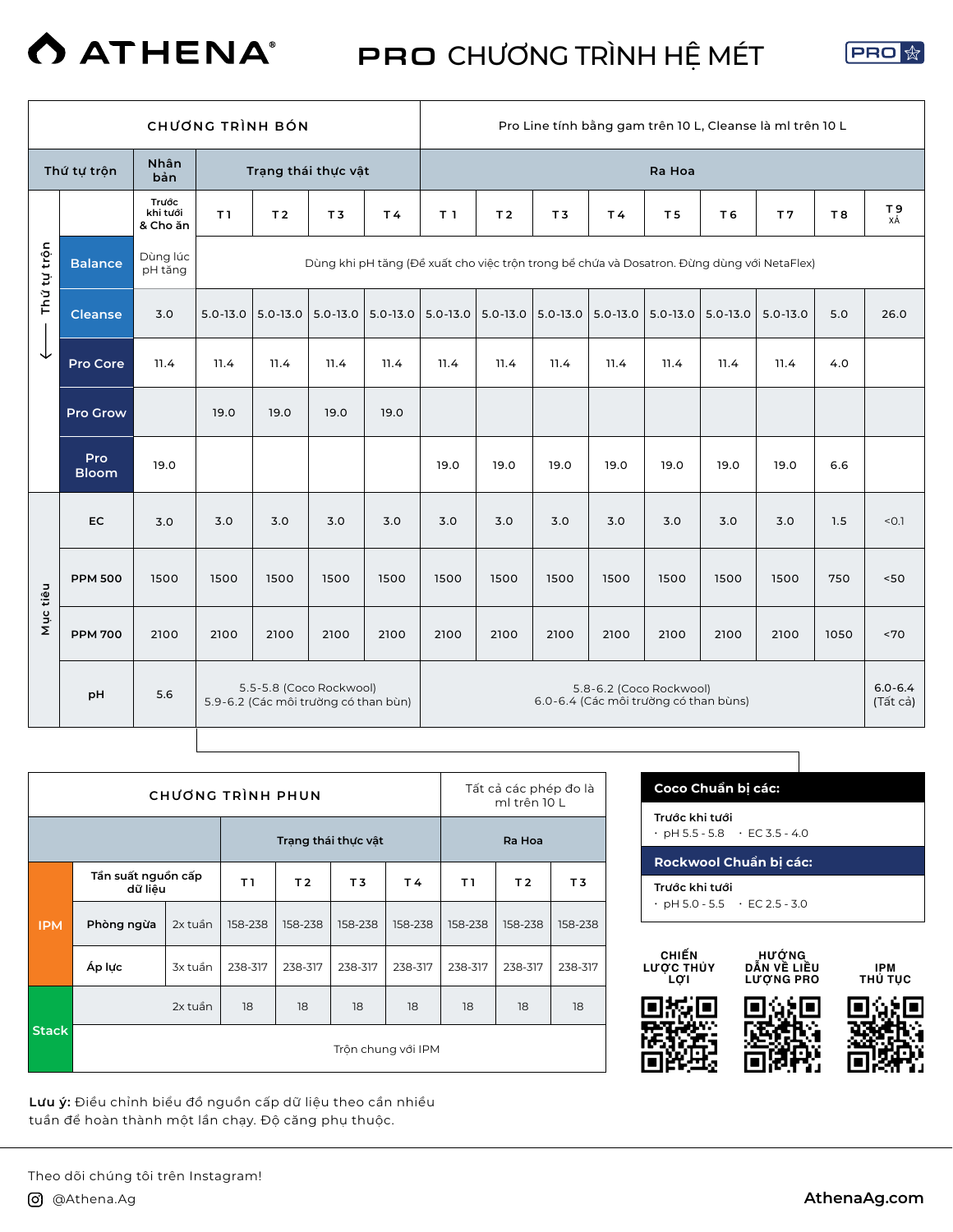# ATHENA® PRO CHƯƠNG TRÌNH HỆ MÉT

| CHƯƠNG TRÌNH BÓN | | | Pro Line tính bằng gam trên 10 L, Cleanse là ml trên 10 L | | | | | | | | | | | | |
|---|---|---|---|---|---|---|---|---|---|---|---|---|---|---|---|
| Thứ tự trộn | | Nhân bản | Trạng thái thực vật | | | | Ra Hoa | | | | | | | | |
| | | Trước khi tưới & Cho ăn | T1 | T2 | T3 | T4 | T1 | T2 | T3 | T4 | T5 | T6 | T7 | T8 | T9 XẢ |
| Thứ tự trộn ↓ | Balance | Dùng lúc pH tăng | Dùng khi pH tăng (Đề xuất cho việc trộn trong bể chứa và Dosatron. Đừng dùng với NetaFlex) | | | | | | | | | | | | |
| | Cleanse | 3.0 | 5.0-13.0 | 5.0-13.0 | 5.0-13.0 | 5.0-13.0 | 5.0-13.0 | 5.0-13.0 | 5.0-13.0 | 5.0-13.0 | 5.0-13.0 | 5.0-13.0 | 5.0-13.0 | 5.0 | 26.0 |
| | Pro Core | 11.4 | 11.4 | 11.4 | 11.4 | 11.4 | 11.4 | 11.4 | 11.4 | 11.4 | 11.4 | 11.4 | 11.4 | 4.0 | |
| | Pro Grow | | 19.0 | 19.0 | 19.0 | 19.0 | | | | | | | | | |
| | Pro Bloom | 19.0 | | | | | 19.0 | 19.0 | 19.0 | 19.0 | 19.0 | 19.0 | 19.0 | 6.6 | |
| Mục tiêu | EC | 3.0 | 3.0 | 3.0 | 3.0 | 3.0 | 3.0 | 3.0 | 3.0 | 3.0 | 3.0 | 3.0 | 3.0 | 1.5 | <0.1 |
| | PPM 500 | 1500 | 1500 | 1500 | 1500 | 1500 | 1500 | 1500 | 1500 | 1500 | 1500 | 1500 | 1500 | 750 | <50 |
| | PPM 700 | 2100 | 2100 | 2100 | 2100 | 2100 | 2100 | 2100 | 2100 | 2100 | 2100 | 2100 | 2100 | 1050 | <70 |
| | pH | 5.6 | 5.5-5.8 (Coco Rockwool) 5.9-6.2 (Các môi trường có than bùn) | | | | 5.8-6.2 (Coco Rockwool) 6.0-6.4 (Các môi trường có than bùns) | | | | | | | | 6.0-6.4 (Tất cả) |

| CHƯƠNG TRÌNH PHUN | | | | | | | Tất cả các phép đo là ml trên 10 L | | |
|---|---|---|---|---|---|---|---|---|---|
| | | | Trạng thái thực vật | | | | Ra Hoa | | |
| IPM | Tần suất nguồn cấp dữ liệu | | T1 | T2 | T3 | T4 | T1 | T2 | T3 |
| | Phòng ngừa | 2x tuần | 158-238 | 158-238 | 158-238 | 158-238 | 158-238 | 158-238 | 158-238 |
| | Áp lực | 3x tuần | 238-317 | 238-317 | 238-317 | 238-317 | 238-317 | 238-317 | 238-317 |
| Stack | | 2x tuần | 18 | 18 | 18 | 18 | 18 | 18 | 18 |
| | Trộn chung với IPM | | | | | | | | |

**Coco Chuẩn bị các:**

Trước khi tưới
- pH 5.5 - 5.8
- EC 3.5 - 4.0

**Rockwool Chuẩn bị các:**

Trước khi tưới
- pH 5.0 - 5.5
- EC 2.5 - 3.0

CHIẾN LƯỢC THỦY LỢI | HƯỚNG DẪN VỀ LIỀU LƯỢNG PRO | IPM THỦ TỤC

**Lưu ý:** Điều chỉnh biểu đồ nguồn cấp dữ liệu theo cần nhiều tuần để hoàn thành một lần chạy. Độ căng phụ thuộc.

Theo dõi chúng tôi trên Instagram!

@Athena.Ag

AthenaAg.com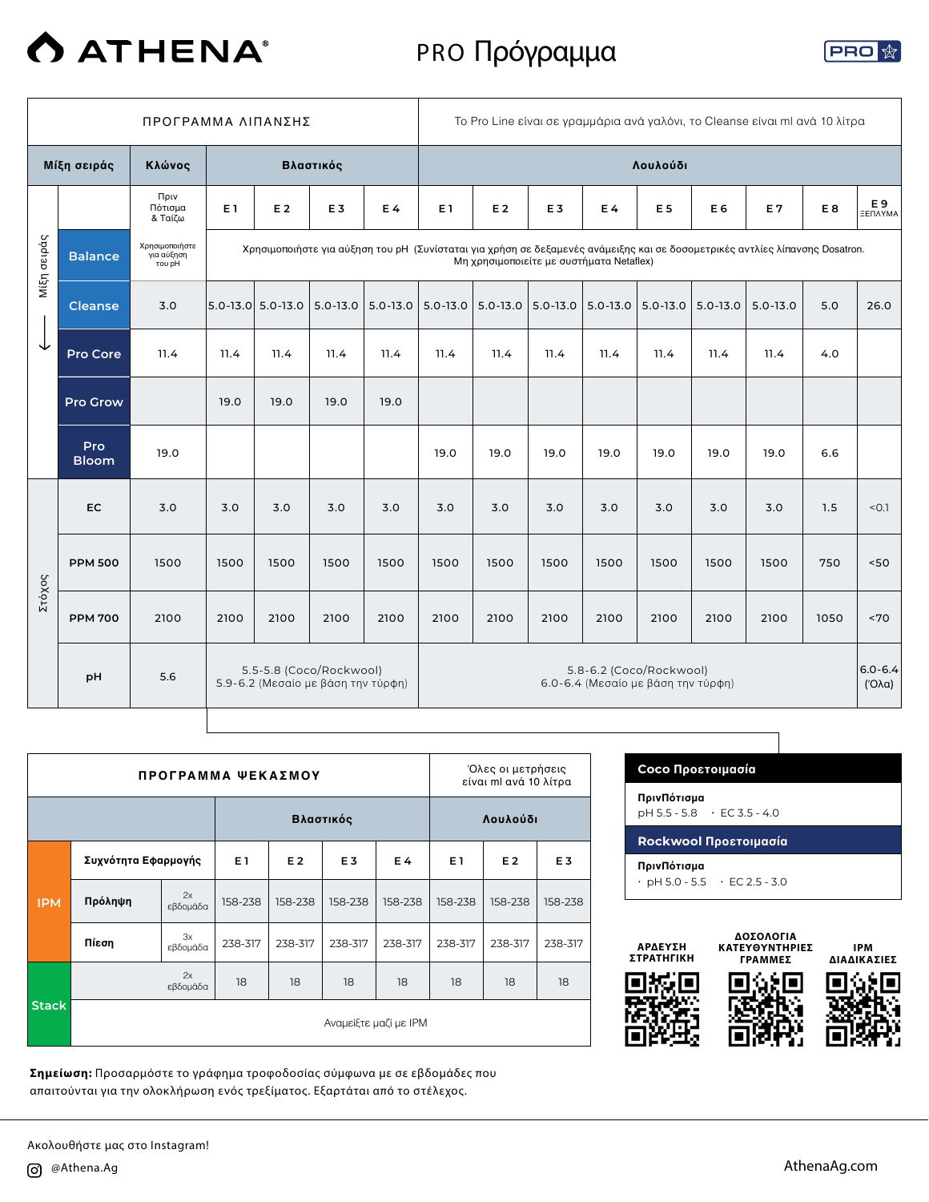# ATHENA

## PRO Πρόγραμμα

| ΠΡΟΓΡΑΜΜΑ ΛΙΠΑΝΣΗΣ | | | Το Pro Line είναι σε γραμμάρια ανά γαλόνι, το Cleanse είναι ml ανά 10 λίτρα | | | | | | | | | | |
|---|---|---|---|---|---|---|---|---|---|---|---|---|---|
| Μίξη σειράς | Κλώνος | Βλαστικός | | | | Λουλούδι | | | | | | | |
| | Πριν Πότισμα & Ταΐζω | E 1 | E 2 | E 3 | E 4 | E 1 | E 2 | E 3 | E 4 | E 5 | E 6 | E 7 | E 8 | E 9 ΞΕΠΛΥΜΑ |
| Balance | Χρησιμοποιήστε για αύξηση του pH | Χρησιμοποιήστε για αύξηση του pH (Συνίσταται για χρήση σε δεξαμενές ανάμειξης και σε δοσομετρικές αντλίες λίπανσης Dosatron. Μη χρησιμοποιείτε με συστήματα Netaflex) | | | | | | | | | | | | |
| Cleanse | 3.0 | 5.0-13.0 | 5.0-13.0 | 5.0-13.0 | 5.0-13.0 | 5.0-13.0 | 5.0-13.0 | 5.0-13.0 | 5.0-13.0 | 5.0-13.0 | 5.0-13.0 | 5.0-13.0 | 5.0 | 26.0 |
| Pro Core | 11.4 | 11.4 | 11.4 | 11.4 | 11.4 | 11.4 | 11.4 | 11.4 | 11.4 | 11.4 | 11.4 | 11.4 | 4.0 | |
| Pro Grow | | 19.0 | 19.0 | 19.0 | 19.0 | | | | | | | | | |
| Pro Bloom | 19.0 | | | | | 19.0 | 19.0 | 19.0 | 19.0 | 19.0 | 19.0 | 19.0 | 6.6 | |
| **Στόχος** | | | | | | | | | | | | | | |
| EC | 3.0 | 3.0 | 3.0 | 3.0 | 3.0 | 3.0 | 3.0 | 3.0 | 3.0 | 3.0 | 3.0 | 3.0 | 1.5 | <0.1 |
| PPM 500 | 1500 | 1500 | 1500 | 1500 | 1500 | 1500 | 1500 | 1500 | 1500 | 1500 | 1500 | 1500 | 750 | <50 |
| PPM 700 | 2100 | 2100 | 2100 | 2100 | 2100 | 2100 | 2100 | 2100 | 2100 | 2100 | 2100 | 2100 | 1050 | <70 |
| pH | 5.6 | 5.5-5.8 (Coco/Rockwool) 5.9-6.2 (Μεσαίο με βάση την τύρφη) | | | | 5.8-6.2 (Coco/Rockwool) 6.0-6.4 (Μεσαίο με βάση την τύρφη) | | | | | | | | 6.0-6.4 (Όλα) |

| ΠΡΟΓΡΑΜΜΑ ΨΕΚΑΣΜΟΥ | | | Όλες οι μετρήσεις είναι ml ανά 10 λίτρα | | | | | |
|---|---|---|---|---|---|---|---|---|
| | | | Βλαστικός | | | | Λουλούδι | | |
| | Συχνότητα Εφαρμογής | | E 1 | E 2 | E 3 | E 4 | E 1 | E 2 | E 3 |
| IPM | Πρόληψη | 2x εβδομάδα | 158-238 | 158-238 | 158-238 | 158-238 | 158-238 | 158-238 | 158-238 |
| IPM | Πίεση | 3x εβδομάδα | 238-317 | 238-317 | 238-317 | 238-317 | 238-317 | 238-317 | 238-317 |
| Stack | | 2x εβδομάδα | 18 | 18 | 18 | 18 | 18 | 18 | 18 |
| Stack | Αναμείξτε μαζί με IPM | | | | | | | | |

**Coco Προετοιμασία**

**ΠρινΠότισμα**
pH 5.5 - 5.8 · EC 3.5 - 4.0

**Rockwool Προετοιμασία**

**ΠρινΠότισμα**
· pH 5.0 - 5.5 · EC 2.5 - 3.0

ΑΡΔΕΥΣΗ ΣΤΡΑΤΗΓΙΚΗ | ΔΟΣΟΛΟΓΙΑ ΚΑΤΕΥΘΥΝΤΗΡΙΕΣ ΓΡΑΜΜΕΣ | IPM ΔΙΑΔΙΚΑΣΙΕΣ

**Σημείωση:** Προσαρμόστε το γράφημα τροφοδοσίας σύμφωνα με σε εβδομάδες που απαιτούνται για την ολοκλήρωση ενός τρεξίματος. Εξαρτάται από το στέλεχος.

Ακολουθήστε μας στο Instagram!
@Athena.Ag

AthenaAg.com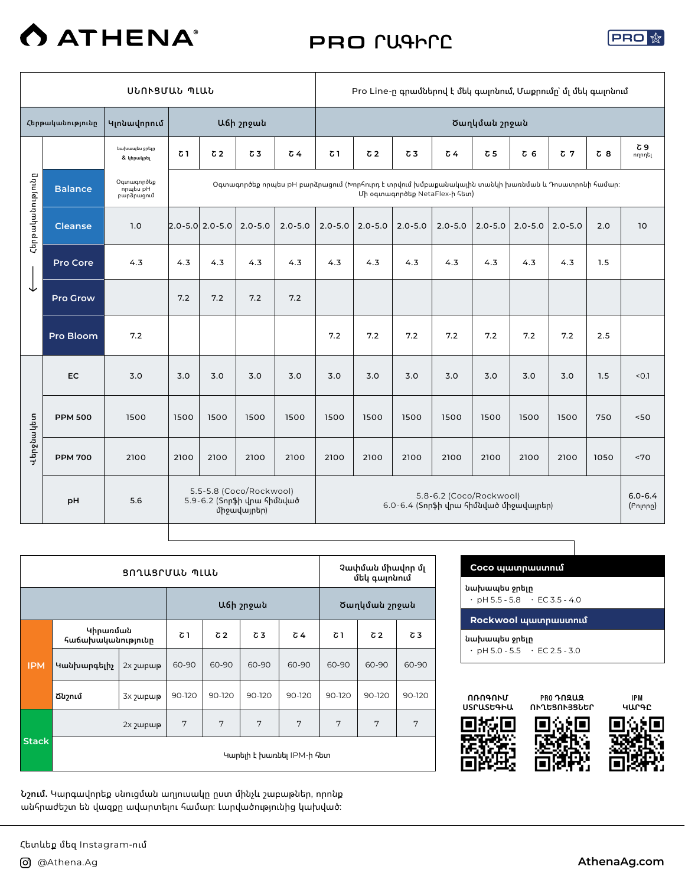# ATHENA®

# PRO ՐԱԳԻՐԸ

PRO

| ՍՆՈՒՑՄԱՆ ՊԼԱՆ | | | | | | | Pro Line-ը գրամներով է մեկ գալոնում, Մաքրումը՝ մլ մեկ գալոնում | | | | | | | | |
|---|---|---|---|---|---|---|---|---|---|---|---|---|---|---|---|
| Հերթականությունը | | Կլոնավորում | Աճի շրջան | | | | Ծաղկման շրջան | | | | | | | | |
| | | նախապես ջրելը & կերակրել | Շ 1 | Շ 2 | Շ 3 | Շ 4 | Շ 1 | Շ 2 | Շ 3 | Շ 4 | Շ 5 | Շ 6 | Շ 7 | Շ 8 | Շ 9 ողողել |
| Հերթականություն ↓ | Balance | Օգտագործեք որպես pH բարձրացում | Օգտագործեք որպես pH բարձրացում (Խորհուրդ է տրվում խմբաքանակային տանկի խառնման և Դոսատրոնի համար: Մի օգտագործեք NetaFlex-ի հետ) | | | | | | | | | | | | |
| | Cleanse | 1.0 | 2.0-5.0 | 2.0-5.0 | 2.0-5.0 | 2.0-5.0 | 2.0-5.0 | 2.0-5.0 | 2.0-5.0 | 2.0-5.0 | 2.0-5.0 | 2.0-5.0 | 2.0-5.0 | 2.0 | 10 |
| | Pro Core | 4.3 | 4.3 | 4.3 | 4.3 | 4.3 | 4.3 | 4.3 | 4.3 | 4.3 | 4.3 | 4.3 | 4.3 | 1.5 | |
| | Pro Grow | | 7.2 | 7.2 | 7.2 | 7.2 | | | | | | | | | |
| | Pro Bloom | 7.2 | | | | | 7.2 | 7.2 | 7.2 | 7.2 | 7.2 | 7.2 | 7.2 | 2.5 | |
| Վերջնական | EC | 3.0 | 3.0 | 3.0 | 3.0 | 3.0 | 3.0 | 3.0 | 3.0 | 3.0 | 3.0 | 3.0 | 3.0 | 1.5 | <0.1 |
| | PPM 500 | 1500 | 1500 | 1500 | 1500 | 1500 | 1500 | 1500 | 1500 | 1500 | 1500 | 1500 | 1500 | 750 | <50 |
| | PPM 700 | 2100 | 2100 | 2100 | 2100 | 2100 | 2100 | 2100 | 2100 | 2100 | 2100 | 2100 | 2100 | 1050 | <70 |
| | pH | 5.6 | 5.5-5.8 (Coco/Rockwool) 5.9-6.2 (Տորֆի վրա հիմնված միջավայրեր) | | | | 5.8-6.2 (Coco/Rockwool) 6.0-6.4 (Տորֆի վրա հիմնված միջավայրեր) | | | | | | | | 6.0-6.4 (Բոլորը) |

| ՑՈՂԱՑՄԱՆ ՊԼԱՆ | | | | | | | | | Չափման միավոր մլ մեկ գալոնում |
|---|---|---|---|---|---|---|---|---|---|
| | | | Աճի շրջան | | | | Ծաղկման շրջան | | |
| IPM | Կիրառման հաճախականությունը | | Շ 1 | Շ 2 | Շ 3 | Շ 4 | Շ 1 | Շ 2 | Շ 3 |
| | Կանխարգելիչ | 2x շաբաթ | 60-90 | 60-90 | 60-90 | 60-90 | 60-90 | 60-90 | 60-90 |
| | Ճնշում | 3x շաբաթ | 90-120 | 90-120 | 90-120 | 90-120 | 90-120 | 90-120 | 90-120 |
| Stack | | 2x շաբաթ | 7 | 7 | 7 | 7 | 7 | 7 | 7 |
| | Կարելի է խառնել IPM-ի հետ | | | | | | | | |

**Coco պատրաստում**

նախապես ջրելը
- pH 5.5 - 5.8
- EC 3.5 - 4.0

**Rockwool պատրաստում**

նախապես ջրելը
- pH 5.0 - 5.5
- EC 2.5 - 3.0

ՈՌՈԳՈՒՄ ՍԴՐԱՏԵԳԻԱ | PRO ԴՈԶԱՉ ՈՒՂԵՑՈՒՅՑՆԵՐ | IPM ԿԱՐԳԸ

**Նշում.** Կարգավորեք սնուցման աղյուսակը ըստ մինչև շաբաթներ, որոնք անհրաժեշտ են վազքը ավարտելու համար: Լարվածությունից կախված:

Հետևեք մեզ Instagram-ում

@Athena.Ag

AthenaAg.com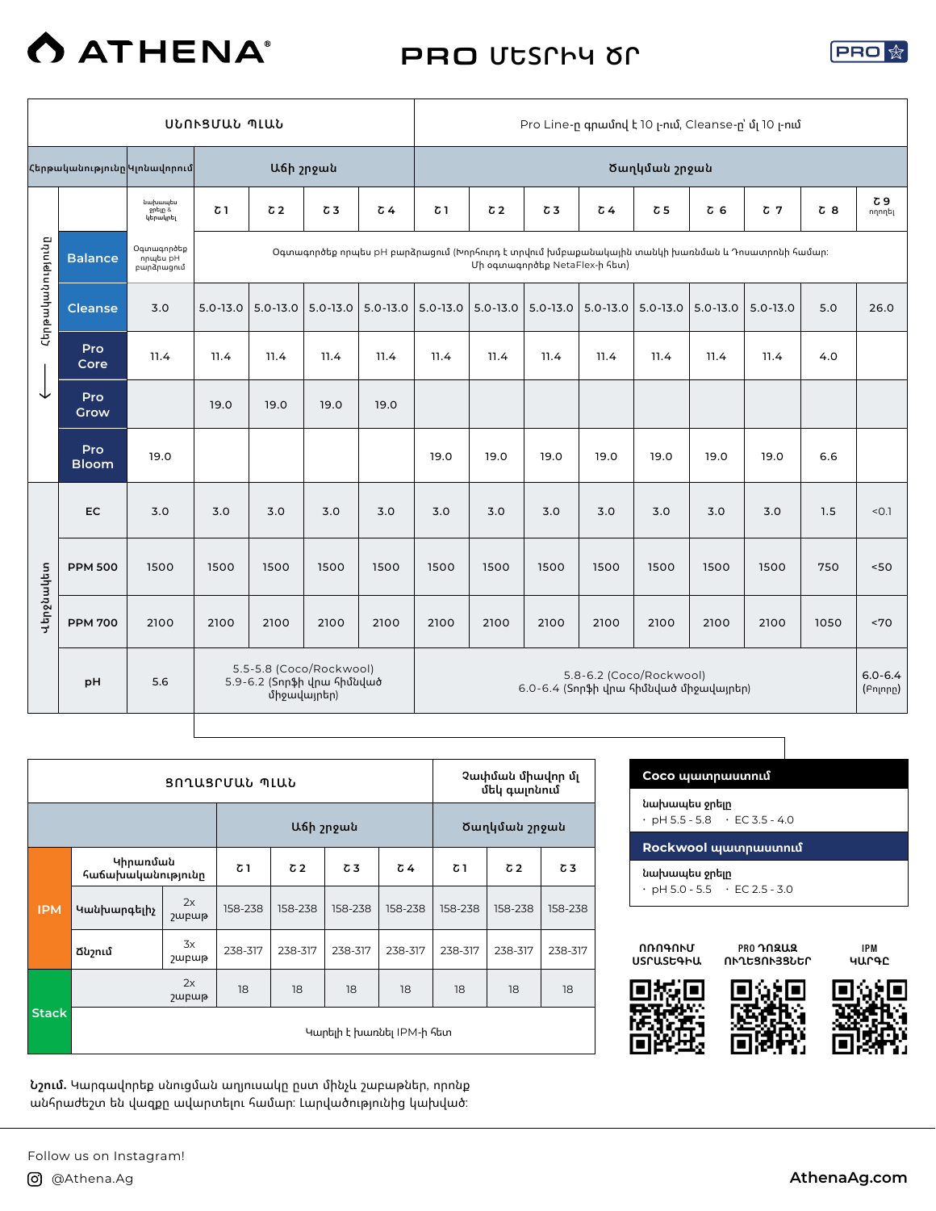# ATHENA®

## PRO ՄԵՏՐԻԿ ԾՐ

| ՍՆՈՒՑՄԱՆ ՊԼԱՆ | | | | | | | | Pro Line-ը գրամով է 10 լ-ում, Cleanse-ը՝ մլ 10 լ-ում | | | | | | | | |
|---|---|---|---|---|---|---|---|---|---|---|---|---|---|---|---|---|
| Հերթականությունը | Կլոնավորում | | Աճի շրջան | | | | Ծաղկման շրջան | | | | | | | | | |
| | | նախապես ջրելը & կերակրել | Շ 1 | Շ 2 | Շ 3 | Շ 4 | Շ 1 | Շ 2 | Շ 3 | Շ 4 | Շ 5 | Շ 6 | Շ 7 | Շ 8 | Շ 9 ողողել |
| Հերթականությունը ↓ | Balance | Օգտագործեք որպես pH բարձրացում | Օգտագործեք որպես pH բարձրացում (Խորհուրդ է տրվում խմբաքանակային տանկի խառնման և Դոսատրոնի համար: Մի օգտագործեք NetaFlex-ի հետ) | | | | | | | | | | | | |
| | Cleanse | 3.0 | 5.0-13.0 | 5.0-13.0 | 5.0-13.0 | 5.0-13.0 | 5.0-13.0 | 5.0-13.0 | 5.0-13.0 | 5.0-13.0 | 5.0-13.0 | 5.0-13.0 | 5.0-13.0 | 5.0 | 26.0 |
| | Pro Core | 11.4 | 11.4 | 11.4 | 11.4 | 11.4 | 11.4 | 11.4 | 11.4 | 11.4 | 11.4 | 11.4 | 11.4 | 4.0 | |
| | Pro Grow | | 19.0 | 19.0 | 19.0 | 19.0 | | | | | | | | | |
| | Pro Bloom | 19.0 | | | | | 19.0 | 19.0 | 19.0 | 19.0 | 19.0 | 19.0 | 19.0 | 6.6 | |
| Վերջնական | EC | 3.0 | 3.0 | 3.0 | 3.0 | 3.0 | 3.0 | 3.0 | 3.0 | 3.0 | 3.0 | 3.0 | 3.0 | 1.5 | <0.1 |
| | PPM 500 | 1500 | 1500 | 1500 | 1500 | 1500 | 1500 | 1500 | 1500 | 1500 | 1500 | 1500 | 1500 | 750 | <50 |
| | PPM 700 | 2100 | 2100 | 2100 | 2100 | 2100 | 2100 | 2100 | 2100 | 2100 | 2100 | 2100 | 2100 | 1050 | <70 |
| | pH | 5.6 | 5.5-5.8 (Coco/Rockwool) 5.9-6.2 (Տորֆի վրա հիմնված միջավայրեր) | | | | 5.8-6.2 (Coco/Rockwool) 6.0-6.4 (Տորֆի վրա հիմնված միջավայրեր) | | | | | | | | 6.0-6.4 (Բոլորը) |

| ՑՈՂԱՑՐՄԱՆ ՊԼԱՆ | | | | | | | | | Չափման միավոր մլ մեկ գալոնում |
|---|---|---|---|---|---|---|---|---|---|
| | | | Աճի շրջան | | | | Ծաղկման շրջան | | |
| IPM | Կիրառման հաճախականությունը | | Շ 1 | Շ 2 | Շ 3 | Շ 4 | Շ 1 | Շ 2 | Շ 3 |
| | Կանխարգելիչ | 2x շաբաթ | 158-238 | 158-238 | 158-238 | 158-238 | 158-238 | 158-238 | 158-238 |
| | Ճնշում | 3x շաբաթ | 238-317 | 238-317 | 238-317 | 238-317 | 238-317 | 238-317 | 238-317 |
| Stack | | 2x շաբաթ | 18 | 18 | 18 | 18 | 18 | 18 | 18 |
| | Կարելի է խառնել IPM-ի հետ | | | | | | | | |

**Coco պատրաստում**

նախապես ջրելը
- pH 5.5 - 5.8
- EC 3.5 - 4.0

**Rockwool պատրաստում**

նախապես ջրելը
- pH 5.0 - 5.5
- EC 2.5 - 3.0

ՈՌՈԳՈՒՄ ՍՏՐԱՏԵԳԻԱ | PRO ԴՈԶԱՉ ՈՒՂԵՑՈՒՅՑՆԵՐ | IPM ԿԱՐԳԸ

Նշում. Կարգավորեք սնուցման աղյուսակը ըստ մինչև շաբաթներ, որոնք անհրաժեշտ են վազքը ավարտելու համար: Լարվածությունից կախված:

Follow us on Instagram!
@Athena.Ag

AthenaAg.com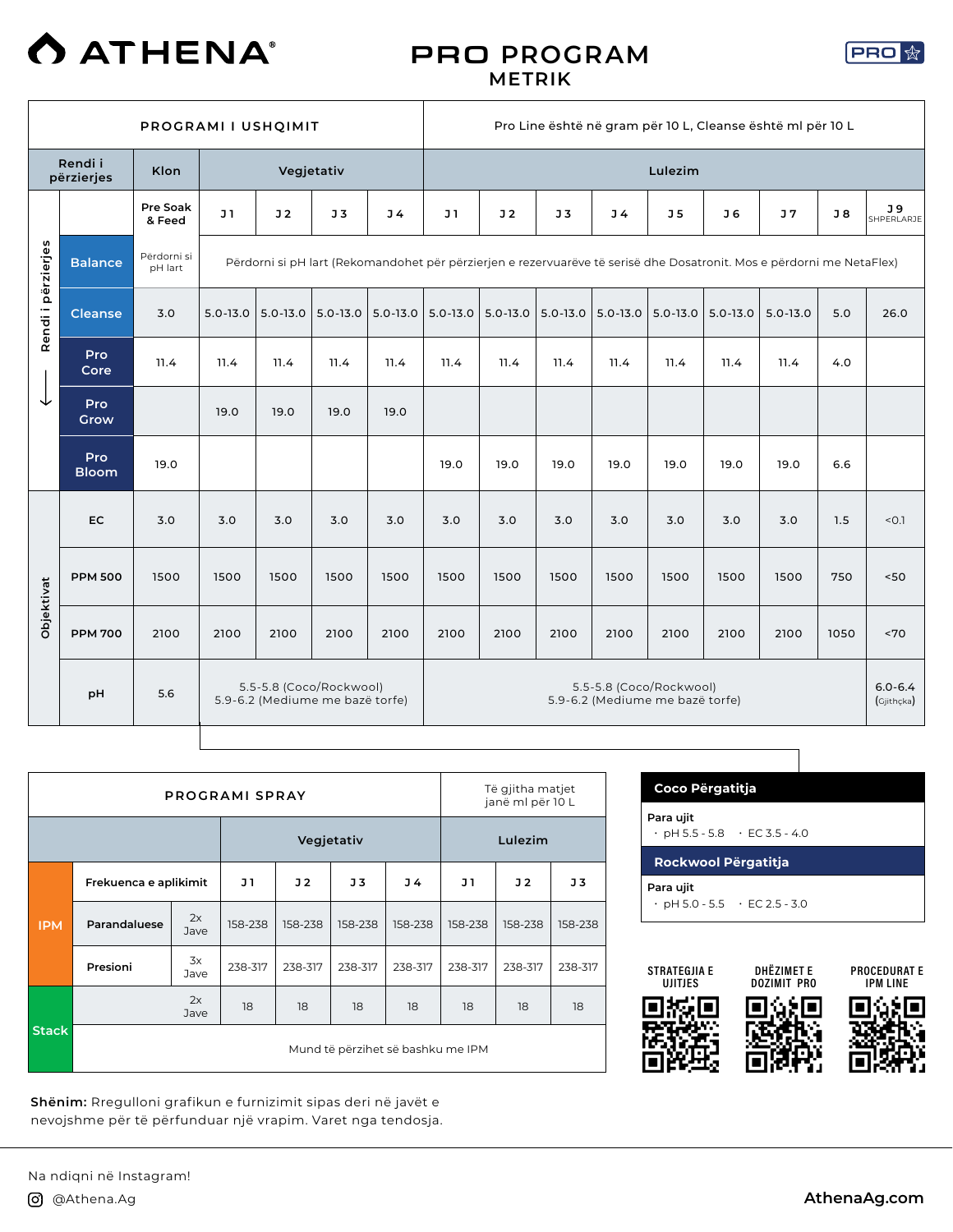# ATHENA®

## PRO PROGRAM
### METRIK

| PROGRAMI I USHQIMIT | | | | | | Pro Line është në gram për 10 L, Cleanse është ml për 10 L | | | | | | | | |
|---|---|---|---|---|---|---|---|---|---|---|---|---|---|---|
| Rendi i përzierjes | Klon | Vegjetativ | | | | Lulezim | | | | | | | | |
| | Pre Soak & Feed | J 1 | J 2 | J 3 | J 4 | J 1 | J 2 | J 3 | J 4 | J 5 | J 6 | J 7 | J 8 | J 9 SHPËRLARJE |
| Balance | Përdorni si pH lart | Përdorni si pH lart (Rekomandohet për përzierjen e rezervuarëve të serisë dhe Dosatronit. Mos e përdorni me NetaFlex) | | | | | | | | | | | | |
| Cleanse | 3.0 | 5.0-13.0 | 5.0-13.0 | 5.0-13.0 | 5.0-13.0 | 5.0-13.0 | 5.0-13.0 | 5.0-13.0 | 5.0-13.0 | 5.0-13.0 | 5.0-13.0 | 5.0-13.0 | 5.0 | 26.0 |
| Pro Core | 11.4 | 11.4 | 11.4 | 11.4 | 11.4 | 11.4 | 11.4 | 11.4 | 11.4 | 11.4 | 11.4 | 11.4 | 4.0 | |
| Pro Grow | | 19.0 | 19.0 | 19.0 | 19.0 | | | | | | | | | |
| Pro Bloom | 19.0 | | | | | 19.0 | 19.0 | 19.0 | 19.0 | 19.0 | 19.0 | 19.0 | 6.6 | |
| **Objektivat** | | | | | | | | | | | | | | |
| EC | 3.0 | 3.0 | 3.0 | 3.0 | 3.0 | 3.0 | 3.0 | 3.0 | 3.0 | 3.0 | 3.0 | 3.0 | 1.5 | <0.1 |
| PPM 500 | 1500 | 1500 | 1500 | 1500 | 1500 | 1500 | 1500 | 1500 | 1500 | 1500 | 1500 | 1500 | 750 | <50 |
| PPM 700 | 2100 | 2100 | 2100 | 2100 | 2100 | 2100 | 2100 | 2100 | 2100 | 2100 | 2100 | 2100 | 1050 | <70 |
| pH | 5.6 | 5.5-5.8 (Coco/Rockwool) 5.9-6.2 (Mediume me bazë torfe) | | | | 5.5-5.8 (Coco/Rockwool) 5.9-6.2 (Mediume me bazë torfe) | | | | | | | | 6.0-6.4 (Gjithçka) |

| PROGRAMI SPRAY | | | | | | Të gjitha matjet janë ml për 10 L | | |
|---|---|---|---|---|---|---|---|---|
| | | | Vegjetativ | | | | Lulezim | |
| | Frekuenca e aplikimit | | J 1 | J 2 | J 3 | J 4 | J 1 | J 2 | J 3 |
| IPM | Parandaluese | 2x Jave | 158-238 | 158-238 | 158-238 | 158-238 | 158-238 | 158-238 | 158-238 |
| IPM | Presioni | 3x Jave | 238-317 | 238-317 | 238-317 | 238-317 | 238-317 | 238-317 | 238-317 |
| Stack | | 2x Jave | 18 | 18 | 18 | 18 | 18 | 18 | 18 |
| Stack | Mund të përzihet së bashku me IPM | | | | | | | | |

**Coco Përgatitja**

Para ujit
- pH 5.5 - 5.8
- EC 3.5 - 4.0

**Rockwool Përgatitja**

Para ujit
- pH 5.0 - 5.5
- EC 2.5 - 3.0

STRATEGJIA E UJITJES

DHËZIMET E DOZIMIT PRO

PROCEDURAT E IPM LINE

**Shënim:** Rregulloni grafikun e furnizimit sipas deri në javët e nevojshme për të përfunduar një vrapim. Varet nga tendosja.

Na ndiqni në Instagram!

@Athena.Ag

AthenaAg.com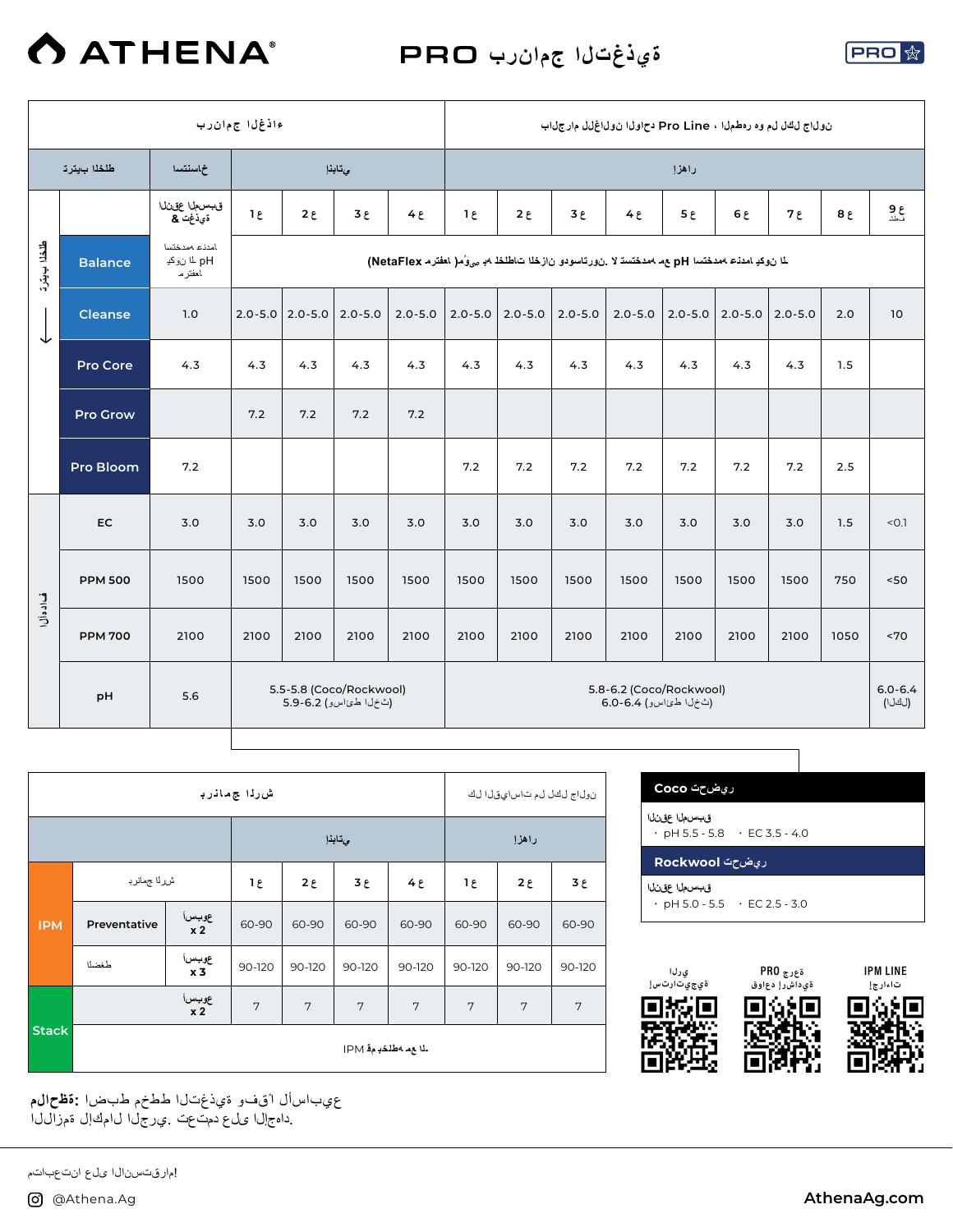# ATHENA® | PRO برنامج التغذية

| برنامج الغذاء | | | | | | | نولن جالون لكل من الماء، Pro Line الواحد الجالون بالجرام | | | | | | | | |
|---|---|---|---|---|---|---|---|---|---|---|---|---|---|---|---|
| خلط بيتري | استنساخ | نباتي | | | | إزهار | | | | | | | | | |
| | المسبق العقل & تغذية | ع 1 | ع 2 | ع 3 | ع 4 | ع 1 | ع 2 | ع 3 | ع 4 | ع 5 | ع 6 | ع 7 | ع 8 | ع 9 شطف |
| Balance | pH لا يكون مدخنة محددة مقترح | لا يكون مدخنة مستخدمة pH مع المدخنة لا تختلط. ورتاسودي الخزان الخلط حسب مُوصى (مقترح NetaFlex) | | | | | | | | | | | | |
| Cleanse | 1.0 | 2.0-5.0 | 2.0-5.0 | 2.0-5.0 | 2.0-5.0 | 2.0-5.0 | 2.0-5.0 | 2.0-5.0 | 2.0-5.0 | 2.0-5.0 | 2.0-5.0 | 2.0-5.0 | 2.0 | 10 |
| Pro Core | 4.3 | 4.3 | 4.3 | 4.3 | 4.3 | 4.3 | 4.3 | 4.3 | 4.3 | 4.3 | 4.3 | 4.3 | 1.5 | |
| Pro Grow | | 7.2 | 7.2 | 7.2 | 7.2 | | | | | | | | | |
| Pro Bloom | 7.2 | | | | | 7.2 | 7.2 | 7.2 | 7.2 | 7.2 | 7.2 | 7.2 | 2.5 | |
| EC | 3.0 | 3.0 | 3.0 | 3.0 | 3.0 | 3.0 | 3.0 | 3.0 | 3.0 | 3.0 | 3.0 | 3.0 | 1.5 | <0.1 |
| PPM 500 | 1500 | 1500 | 1500 | 1500 | 1500 | 1500 | 1500 | 1500 | 1500 | 1500 | 1500 | 1500 | 750 | <50 |
| PPM 700 | 2100 | 2100 | 2100 | 2100 | 2100 | 2100 | 2100 | 2100 | 2100 | 2100 | 2100 | 2100 | 1050 | <70 |
| pH | 5.6 | 5.5-5.8 (Coco/Rockwool) 5.9-6.2 (الخث وسائط) | | | | 5.8-6.2 (Coco/Rockwool) 6.0-6.4 (الخث وسائط) | | | | | | | | 6.0-6.4 (الكل) |

(خلط بيتري ← ؛ الأدوات)

| برنامج الرش | | | | | | | | نولن لكل من القياسات كل |
|---|---|---|---|---|---|---|---|---|
| | | نباتي | | | | إزهار | | |
| | برنامج الرش | ع 1 | ع 2 | ع 3 | ع 4 | ع 1 | ع 2 | ع 3 |
| IPM | Preventative — أسبوع x 2 | 60-90 | 60-90 | 60-90 | 60-90 | 60-90 | 60-90 | 60-90 |
| IPM | طخفط — أسبوع x 3 | 90-120 | 90-120 | 90-120 | 90-120 | 90-120 | 90-120 | 90-120 |
| Stack | أسبوع x 2 | 7 | 7 | 7 | 7 | 7 | 7 | 7 |
| Stack | لا مع خلطه IPM | | | | | | | |

**Coco تحضير**

المسبق العقل
- pH 5.5 - 5.8
- EC 3.5 - 4.0

**Rockwool تحضير**

المسبق العقل
- pH 5.0 - 5.5
- EC 2.5 - 3.0

الري إستراتيجية | PRO جرعة قواعد إرشادية | IPM LINE إجراءات

**ملاحظة:** اضبط مخطط التغذية وفقاً للأسابيع اللازمة لإكمال الجري. تعتمد على الإجهاد.

متابعتنا على الانستقرام!

@Athena.Ag

AthenaAg.com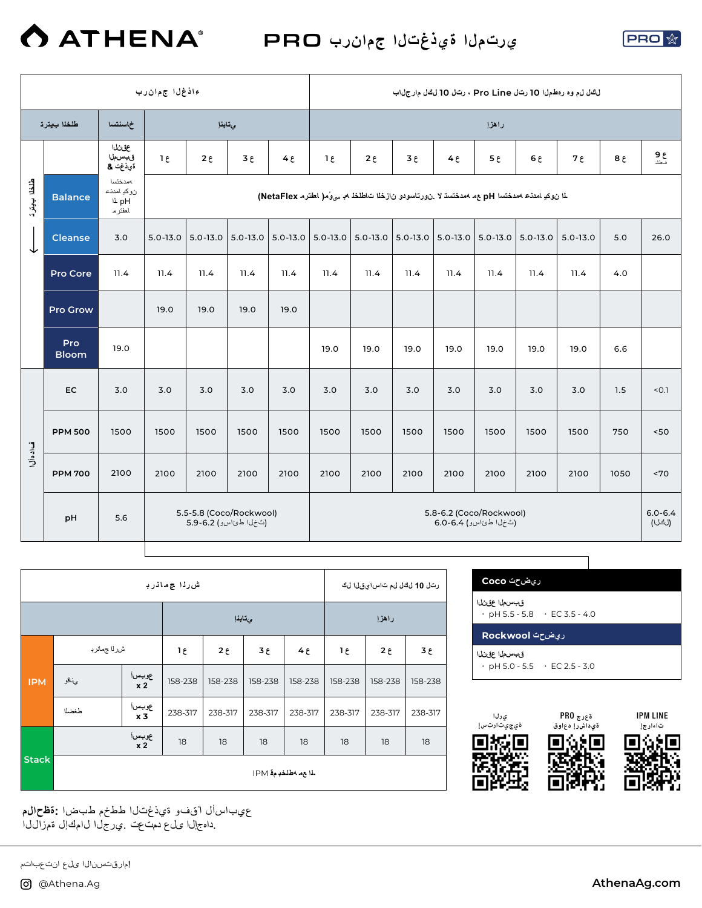# ATHENA® PRO برنامج التغذية المتري

| برنامج الغذاء | | | | | | لكل 10 لتر Pro Line لكل 10 لتر، لكل مزيج الجالون أو هو | | | | | | | | |
|---|---|---|---|---|---|---|---|---|---|---|---|---|---|---|
| طلخلا بيترت | استنساخ | نباتي | | | | أزهار | | | | | | | | |
| | النقع المسبق & تغذية | ع 1 | ع 2 | ع 3 | ع 4 | ع 1 | ع 2 | ع 3 | ع 4 | ع 5 | ع 6 | ع 7 | ع 8 | ع 9 شطف |
| Balance | مستخدمة لضبط pH وكون مادة | لا يكون مادة مستخدمة لضبط pH مع مستخدمة لا تستخدم. سودوم نازخلا تاطلخلا مع وُيمه (مقترح NetaFlex) | | | | | | | | | | | | |
| Cleanse | 3.0 | 5.0-13.0 | 5.0-13.0 | 5.0-13.0 | 5.0-13.0 | 5.0-13.0 | 5.0-13.0 | 5.0-13.0 | 5.0-13.0 | 5.0-13.0 | 5.0-13.0 | 5.0-13.0 | 5.0 | 26.0 |
| Pro Core | 11.4 | 11.4 | 11.4 | 11.4 | 11.4 | 11.4 | 11.4 | 11.4 | 11.4 | 11.4 | 11.4 | 11.4 | 4.0 | |
| Pro Grow | | 19.0 | 19.0 | 19.0 | 19.0 | | | | | | | | | |
| Pro Bloom | 19.0 | | | | | 19.0 | 19.0 | 19.0 | 19.0 | 19.0 | 19.0 | 19.0 | 6.6 | |
| EC | 3.0 | 3.0 | 3.0 | 3.0 | 3.0 | 3.0 | 3.0 | 3.0 | 3.0 | 3.0 | 3.0 | 3.0 | 1.5 | <0.1 |
| PPM 500 | 1500 | 1500 | 1500 | 1500 | 1500 | 1500 | 1500 | 1500 | 1500 | 1500 | 1500 | 1500 | 750 | <50 |
| PPM 700 | 2100 | 2100 | 2100 | 2100 | 2100 | 2100 | 2100 | 2100 | 2100 | 2100 | 2100 | 2100 | 1050 | <70 |
| pH | 5.6 | 5.5-5.8 (Coco/Rockwool) 5.9-6.2 (الخث وسائط) | | | | 5.8-6.2 (Coco/Rockwool) 6.0-6.4 (الخث وسائط) | | | | | | | | 6.0-6.4 (الكل) |

| برنامج الرش | | | لكل 10 لتر لكل مل استخدامات | | | | | | |
|---|---|---|---|---|---|---|---|---|---|
| | | | نباتي | | | | أزهار | | |
| | برنامج الرش | | ع 1 | ع 2 | ع 3 | ع 4 | ع 1 | ع 2 | ع 3 |
| IPM | وقائي | أسبوع x 2 | 158-238 | 158-238 | 158-238 | 158-238 | 158-238 | 158-238 | 158-238 |
| | مخطط | أسبوع x 3 | 238-317 | 238-317 | 238-317 | 238-317 | 238-317 | 238-317 | 238-317 |
| Stack | | أسبوع x 2 | 18 | 18 | 18 | 18 | 18 | 18 | 18 |
| | لا مع خلطة IPM | | | | | | | | |

**تحضير Coco**

النقع المسبق
- pH 5.5 - 5.8
- EC 3.5 - 4.0

**تحضير Rockwool**

النقع المسبق
- pH 5.0 - 5.5
- EC 2.5 - 3.0

الري استراتيجية | PRO جرعة قواعد إرشادية | IPM LINE إجراءات

**ملاحظة:** اضبط مخطط التغذية وفقاً للأسابيع اللازمة لإكمال الجري. تعتمد على الإجهاد.

متابعتنا على الانستقرام!

@Athena.Ag

AthenaAg.com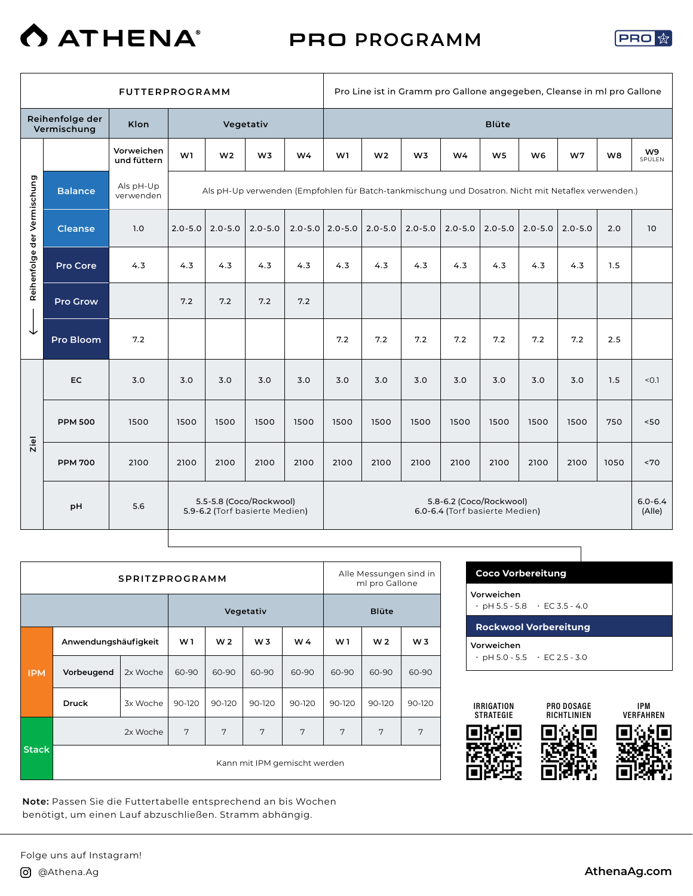# ATHENA® PRO PROGRAMM

## FUTTERPROGRAMM

Pro Line ist in Gramm pro Gallone angegeben, Cleanse in ml pro Gallone

| Reihenfolge der Vermischung | Klon | Vegetativ | | | | Blüte | | | | | | | | |
|---|---|---|---|---|---|---|---|---|---|---|---|---|---|---|
| | Vorweichen und füttern | W1 | W2 | W3 | W4 | W1 | W2 | W3 | W4 | W5 | W6 | W7 | W8 | W9 SPÜLEN |
| Balance | Als pH-Up verwenden | Als pH-Up verwenden (Empfohlen für Batch-tankmischung und Dosatron. Nicht mit Netaflex verwenden.) | | | | | | | | | | | | |
| Cleanse | 1.0 | 2.0-5.0 | 2.0-5.0 | 2.0-5.0 | 2.0-5.0 | 2.0-5.0 | 2.0-5.0 | 2.0-5.0 | 2.0-5.0 | 2.0-5.0 | 2.0-5.0 | 2.0-5.0 | 2.0 | 10 |
| Pro Core | 4.3 | 4.3 | 4.3 | 4.3 | 4.3 | 4.3 | 4.3 | 4.3 | 4.3 | 4.3 | 4.3 | 4.3 | 1.5 | |
| Pro Grow | | 7.2 | 7.2 | 7.2 | 7.2 | | | | | | | | | |
| Pro Bloom | 7.2 | | | | | 7.2 | 7.2 | 7.2 | 7.2 | 7.2 | 7.2 | 7.2 | 2.5 | |
| **Ziel** | | | | | | | | | | | | | | |
| EC | 3.0 | 3.0 | 3.0 | 3.0 | 3.0 | 3.0 | 3.0 | 3.0 | 3.0 | 3.0 | 3.0 | 3.0 | 1.5 | <0.1 |
| PPM 500 | 1500 | 1500 | 1500 | 1500 | 1500 | 1500 | 1500 | 1500 | 1500 | 1500 | 1500 | 1500 | 750 | <50 |
| PPM 700 | 2100 | 2100 | 2100 | 2100 | 2100 | 2100 | 2100 | 2100 | 2100 | 2100 | 2100 | 2100 | 1050 | <70 |
| pH | 5.6 | 5.5-5.8 (Coco/Rockwool) 5.9-6.2 (Torf basierte Medien) | | | | 5.8-6.2 (Coco/Rockwool) 6.0-6.4 (Torf basierte Medien) | | | | | | | | 6.0-6.4 (Alle) |

## SPRITZPROGRAMM

Alle Messungen sind in ml pro Gallone

| | Anwendungshäufigkeit | | Vegetativ W 1 | W 2 | W 3 | W 4 | Blüte W 1 | W 2 | W 3 |
|---|---|---|---|---|---|---|---|---|---|
| IPM | Vorbeugend | 2x Woche | 60-90 | 60-90 | 60-90 | 60-90 | 60-90 | 60-90 | 60-90 |
| IPM | Druck | 3x Woche | 90-120 | 90-120 | 90-120 | 90-120 | 90-120 | 90-120 | 90-120 |
| Stack | | 2x Woche | 7 | 7 | 7 | 7 | 7 | 7 | 7 |
| Stack | Kann mit IPM gemischt werden | | | | | | | | |

### Coco Vorbereitung

Vorweichen
- pH 5.5 - 5.8
- EC 3.5 - 4.0

### Rockwool Vorbereitung

Vorweichen
- pH 5.0 - 5.5
- EC 2.5 - 3.0

IRRIGATION STRATEGIE | PRO DOSAGE RICHTLINIEN | IPM VERFAHREN

**Note:** Passen Sie die Futtertabelle entsprechend an bis Wochen benötigt, um einen Lauf abzuschließen. Stramm abhängig.

Folge uns auf Instagram!

@Athena.Ag

AthenaAg.com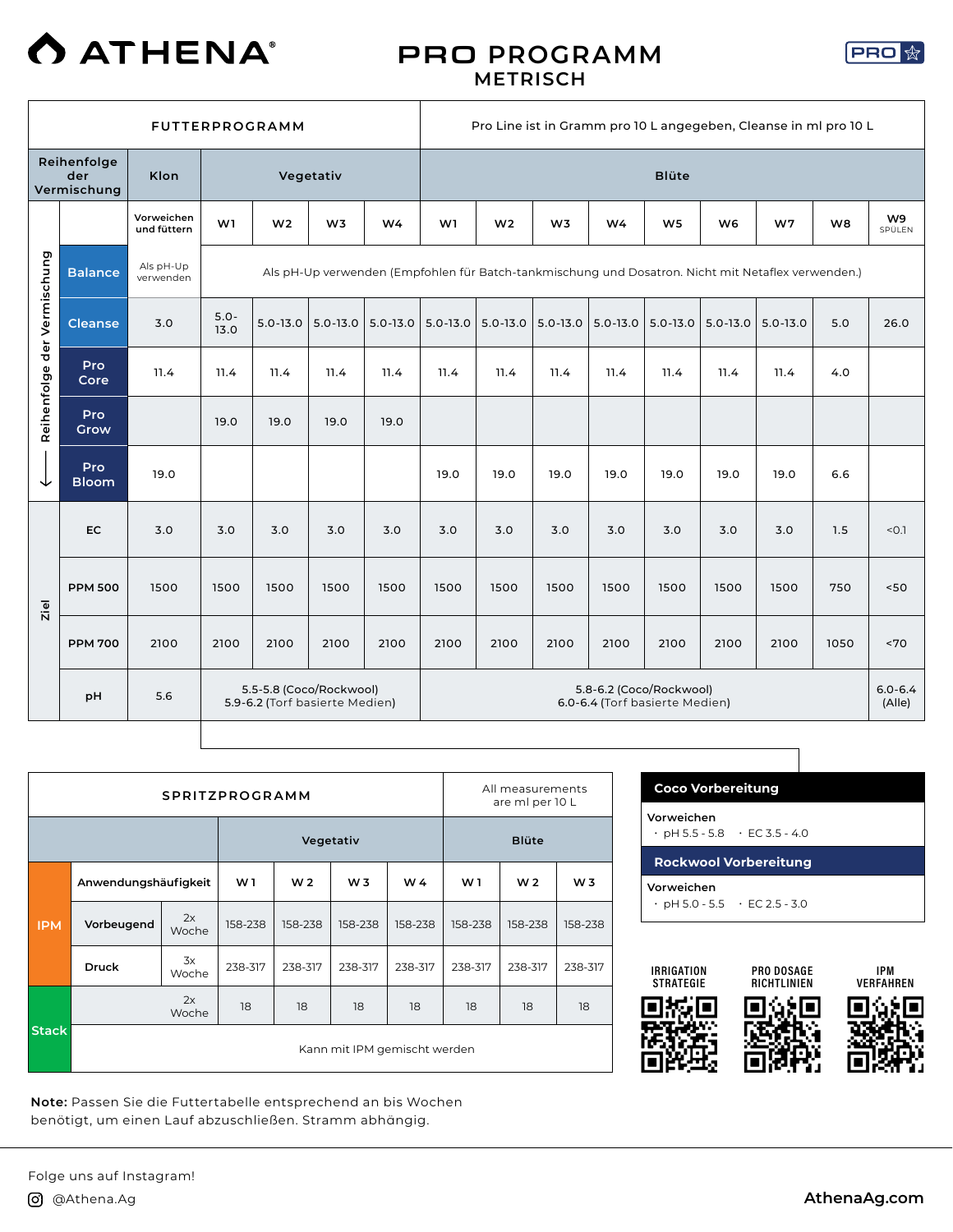# ATHENA

## PRO PROGRAMM
### METRISCH

| FUTTERPROGRAMM | | | | | | Pro Line ist in Gramm pro 10 L angegeben, Cleanse in ml pro 10 L | | | | | | | | |
|---|---|---|---|---|---|---|---|---|---|---|---|---|---|---|
| Reihenfolge der Vermischung | Klon | Vegetativ | | | | Blüte | | | | | | | | |
| | Vorweichen und füttern | W1 | W2 | W3 | W4 | W1 | W2 | W3 | W4 | W5 | W6 | W7 | W8 | W9 SPÜLEN |
| Balance | Als pH-Up verwenden | Als pH-Up verwenden (Empfohlen für Batch-tankmischung und Dosatron. Nicht mit Netaflex verwenden.) | | | | | | | | | | | | |
| Cleanse | 3.0 | 5.0-13.0 | 5.0-13.0 | 5.0-13.0 | 5.0-13.0 | 5.0-13.0 | 5.0-13.0 | 5.0-13.0 | 5.0-13.0 | 5.0-13.0 | 5.0-13.0 | 5.0-13.0 | 5.0 | 26.0 |
| Pro Core | 11.4 | 11.4 | 11.4 | 11.4 | 11.4 | 11.4 | 11.4 | 11.4 | 11.4 | 11.4 | 11.4 | 11.4 | 4.0 | |
| Pro Grow | | 19.0 | 19.0 | 19.0 | 19.0 | | | | | | | | | |
| Pro Bloom | 19.0 | | | | | 19.0 | 19.0 | 19.0 | 19.0 | 19.0 | 19.0 | 19.0 | 6.6 | |
| **Ziel** | | | | | | | | | | | | | | |
| EC | 3.0 | 3.0 | 3.0 | 3.0 | 3.0 | 3.0 | 3.0 | 3.0 | 3.0 | 3.0 | 3.0 | 3.0 | 1.5 | <0.1 |
| PPM 500 | 1500 | 1500 | 1500 | 1500 | 1500 | 1500 | 1500 | 1500 | 1500 | 1500 | 1500 | 1500 | 750 | <50 |
| PPM 700 | 2100 | 2100 | 2100 | 2100 | 2100 | 2100 | 2100 | 2100 | 2100 | 2100 | 2100 | 2100 | 1050 | <70 |
| pH | 5.6 | 5.5-5.8 (Coco/Rockwool) 5.9-6.2 (Torf basierte Medien) | | | | 5.8-6.2 (Coco/Rockwool) 6.0-6.4 (Torf basierte Medien) | | | | | | | | 6.0-6.4 (Alle) |

| SPRITZPROGRAMM | | | | | | | All measurements are ml per 10 L | | |
|---|---|---|---|---|---|---|---|---|---|
| | | | Vegetativ | | | | Blüte | | |
| | Anwendungshäufigkeit | | W 1 | W 2 | W 3 | W 4 | W 1 | W 2 | W 3 |
| IPM | Vorbeugend | 2x Woche | 158-238 | 158-238 | 158-238 | 158-238 | 158-238 | 158-238 | 158-238 |
| IPM | Druck | 3x Woche | 238-317 | 238-317 | 238-317 | 238-317 | 238-317 | 238-317 | 238-317 |
| Stack | | 2x Woche | 18 | 18 | 18 | 18 | 18 | 18 | 18 |
| Stack | Kann mit IPM gemischt werden | | | | | | | | |

**Coco Vorbereitung**

Vorweichen
- pH 5.5 - 5.8
- EC 3.5 - 4.0

**Rockwool Vorbereitung**

Vorweichen
- pH 5.0 - 5.5
- EC 2.5 - 3.0

IRRIGATION STRATEGIE

PRO DOSAGE RICHTLINIEN

IPM VERFAHREN

**Note:** Passen Sie die Futtertabelle entsprechend an bis Wochen benötigt, um einen Lauf abzuschließen. Stramm abhängig.

Folge uns auf Instagram!

@Athena.Ag

AthenaAg.com